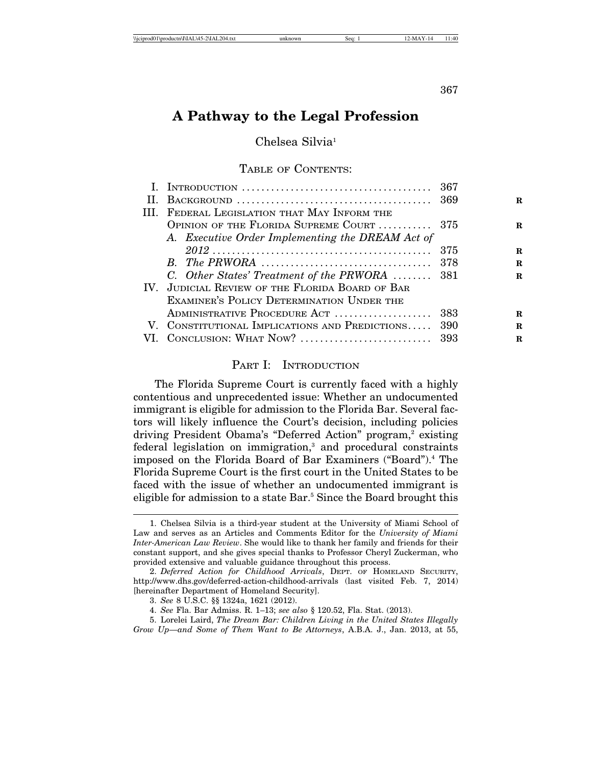# A Pathway to the Legal Profession

Chelsea Silvia[1]

TABLE OF CONTENTS:

| | | |
|---|---|---|
| I. | INTRODUCTION | 367 |
| II. | BACKGROUND | 369 |
| III. | FEDERAL LEGISLATION THAT MAY INFORM THE OPINION OF THE FLORIDA SUPREME COURT | 375 |
| | A. *Executive Order Implementing the DREAM Act of 2012* | 375 |
| | B. *The PRWORA* | 378 |
| | C. *Other States' Treatment of the PRWORA* | 381 |
| IV. | JUDICIAL REVIEW OF THE FLORIDA BOARD OF BAR EXAMINER'S POLICY DETERMINATION UNDER THE ADMINISTRATIVE PROCEDURE ACT | 383 |
| V. | CONSTITUTIONAL IMPLICATIONS AND PREDICTIONS | 390 |
| VI. | CONCLUSION: WHAT NOW? | 393 |

## PART I: INTRODUCTION

The Florida Supreme Court is currently faced with a highly contentious and unprecedented issue: Whether an undocumented immigrant is eligible for admission to the Florida Bar. Several factors will likely influence the Court's decision, including policies driving President Obama's "Deferred Action" program,[2] existing federal legislation on immigration,[3] and procedural constraints imposed on the Florida Board of Bar Examiners ("Board").[4] The Florida Supreme Court is the first court in the United States to be faced with the issue of whether an undocumented immigrant is eligible for admission to a state Bar.[5] Since the Board brought this

---

1. Chelsea Silvia is a third-year student at the University of Miami School of Law and serves as an Articles and Comments Editor for the *University of Miami Inter-American Law Review*. She would like to thank her family and friends for their constant support, and she gives special thanks to Professor Cheryl Zuckerman, who provided extensive and valuable guidance throughout this process.

2. *Deferred Action for Childhood Arrivals*, DEPT. OF HOMELAND SECURITY, http://www.dhs.gov/deferred-action-childhood-arrivals (last visited Feb. 7, 2014) [hereinafter Department of Homeland Security].

3. *See* 8 U.S.C. §§ 1324a, 1621 (2012).

4. *See* Fla. Bar Admiss. R. 1–13; *see also* § 120.52, Fla. Stat. (2013).

5. Lorelei Laird, *The Dream Bar: Children Living in the United States Illegally Grow Up—and Some of Them Want to Be Attorneys*, A.B.A. J., Jan. 2013, at 55,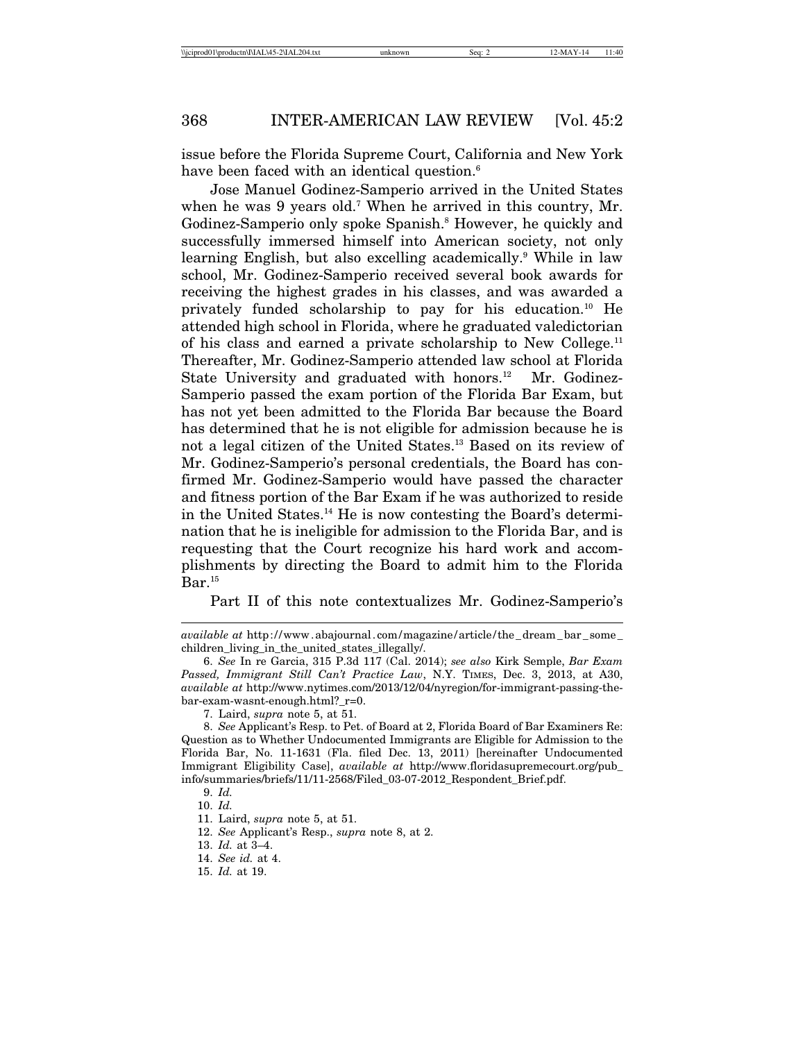issue before the Florida Supreme Court, California and New York have been faced with an identical question.[6]

Jose Manuel Godinez-Samperio arrived in the United States when he was 9 years old.[7] When he arrived in this country, Mr. Godinez-Samperio only spoke Spanish.[8] However, he quickly and successfully immersed himself into American society, not only learning English, but also excelling academically.[9] While in law school, Mr. Godinez-Samperio received several book awards for receiving the highest grades in his classes, and was awarded a privately funded scholarship to pay for his education.[10] He attended high school in Florida, where he graduated valedictorian of his class and earned a private scholarship to New College.[11] Thereafter, Mr. Godinez-Samperio attended law school at Florida State University and graduated with honors.[12] Mr. Godinez-Samperio passed the exam portion of the Florida Bar Exam, but has not yet been admitted to the Florida Bar because the Board has determined that he is not eligible for admission because he is not a legal citizen of the United States.[13] Based on its review of Mr. Godinez-Samperio's personal credentials, the Board has confirmed Mr. Godinez-Samperio would have passed the character and fitness portion of the Bar Exam if he was authorized to reside in the United States.[14] He is now contesting the Board's determination that he is ineligible for admission to the Florida Bar, and is requesting that the Court recognize his hard work and accomplishments by directing the Board to admit him to the Florida Bar.[15]

Part II of this note contextualizes Mr. Godinez-Samperio's

---

*available at* http://www.abajournal.com/magazine/article/the_dream_bar_some_children_living_in_the_united_states_illegally/.

6. *See* In re Garcia, 315 P.3d 117 (Cal. 2014); *see also* Kirk Semple, *Bar Exam Passed, Immigrant Still Can't Practice Law*, N.Y. TIMES, Dec. 3, 2013, at A30, *available at* http://www.nytimes.com/2013/12/04/nyregion/for-immigrant-passing-the-bar-exam-wasnt-enough.html?_r=0.

7. Laird, *supra* note 5, at 51.

8. *See* Applicant's Resp. to Pet. of Board at 2, Florida Board of Bar Examiners Re: Question as to Whether Undocumented Immigrants are Eligible for Admission to the Florida Bar, No. 11-1631 (Fla. filed Dec. 13, 2011) [hereinafter Undocumented Immigrant Eligibility Case], *available at* http://www.floridasupremecourt.org/pub_info/summaries/briefs/11/11-2568/Filed_03-07-2012_Respondent_Brief.pdf.

9. *Id.*

10. *Id.*

11. Laird, *supra* note 5, at 51.

12. *See* Applicant's Resp., *supra* note 8, at 2.

13. *Id.* at 3–4.

14. *See id.* at 4.

15. *Id.* at 19.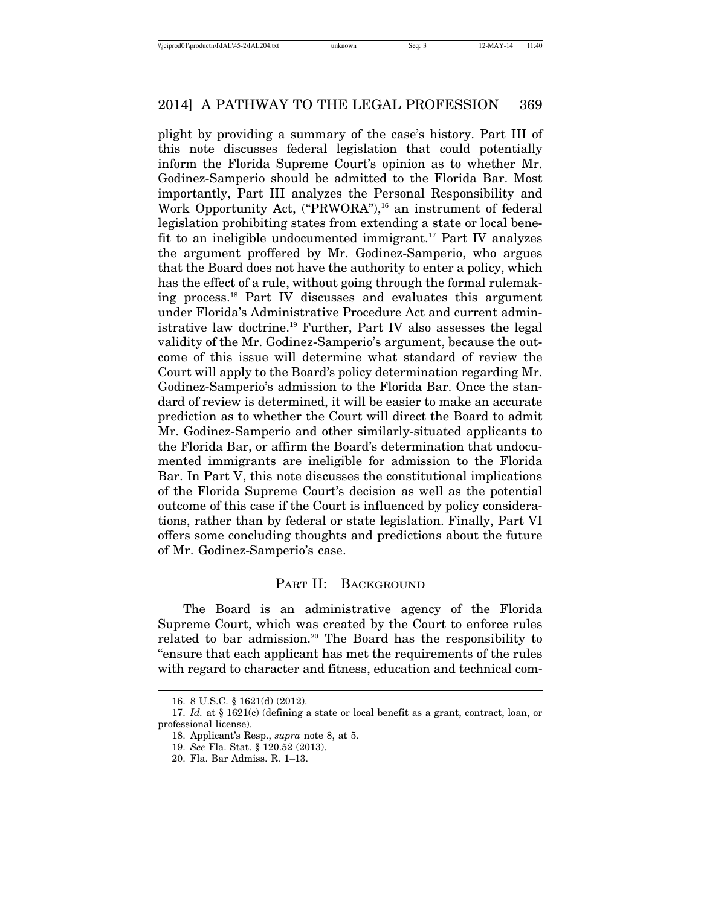plight by providing a summary of the case's history. Part III of this note discusses federal legislation that could potentially inform the Florida Supreme Court's opinion as to whether Mr. Godinez-Samperio should be admitted to the Florida Bar. Most importantly, Part III analyzes the Personal Responsibility and Work Opportunity Act, ("PRWORA"),[16] an instrument of federal legislation prohibiting states from extending a state or local benefit to an ineligible undocumented immigrant.[17] Part IV analyzes the argument proffered by Mr. Godinez-Samperio, who argues that the Board does not have the authority to enter a policy, which has the effect of a rule, without going through the formal rulemaking process.[18] Part IV discusses and evaluates this argument under Florida's Administrative Procedure Act and current administrative law doctrine.[19] Further, Part IV also assesses the legal validity of the Mr. Godinez-Samperio's argument, because the outcome of this issue will determine what standard of review the Court will apply to the Board's policy determination regarding Mr. Godinez-Samperio's admission to the Florida Bar. Once the standard of review is determined, it will be easier to make an accurate prediction as to whether the Court will direct the Board to admit Mr. Godinez-Samperio and other similarly-situated applicants to the Florida Bar, or affirm the Board's determination that undocumented immigrants are ineligible for admission to the Florida Bar. In Part V, this note discusses the constitutional implications of the Florida Supreme Court's decision as well as the potential outcome of this case if the Court is influenced by policy considerations, rather than by federal or state legislation. Finally, Part VI offers some concluding thoughts and predictions about the future of Mr. Godinez-Samperio's case.

## PART II: BACKGROUND

The Board is an administrative agency of the Florida Supreme Court, which was created by the Court to enforce rules related to bar admission.[20] The Board has the responsibility to "ensure that each applicant has met the requirements of the rules with regard to character and fitness, education and technical com-

---

16. 8 U.S.C. § 1621(d) (2012).

17. *Id.* at § 1621(c) (defining a state or local benefit as a grant, contract, loan, or professional license).

18. Applicant's Resp., *supra* note 8, at 5.

19. *See* Fla. Stat. § 120.52 (2013).

20. Fla. Bar Admiss. R. 1–13.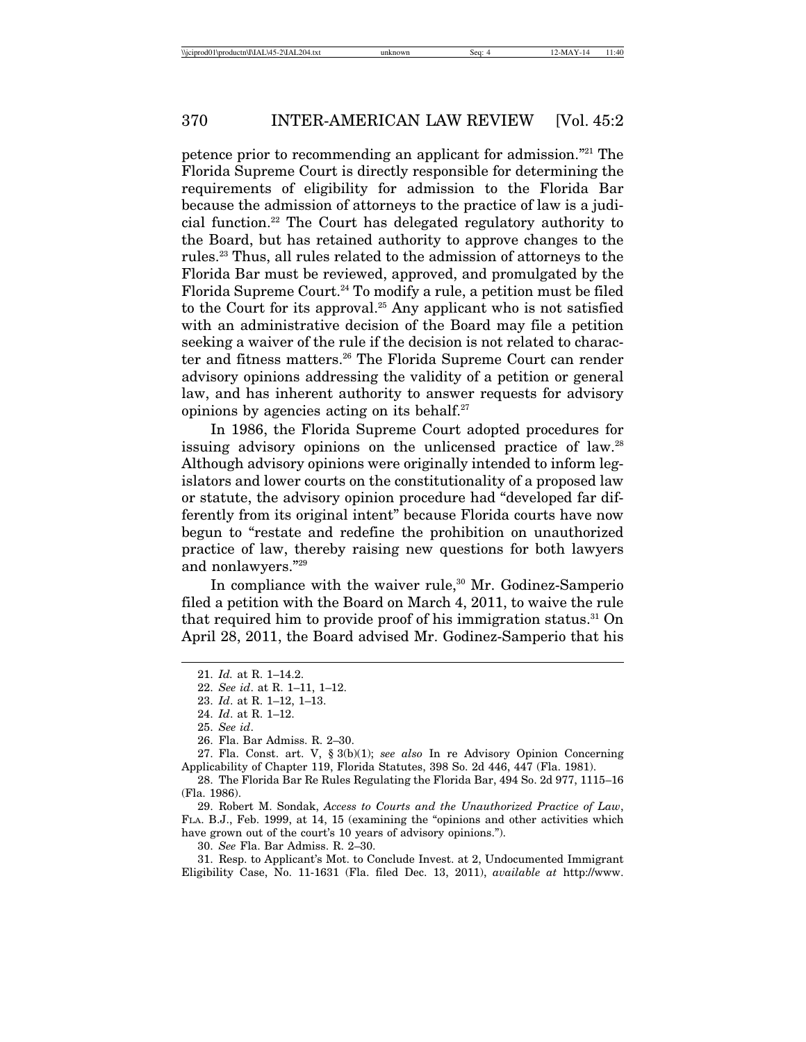petence prior to recommending an applicant for admission."[21] The Florida Supreme Court is directly responsible for determining the requirements of eligibility for admission to the Florida Bar because the admission of attorneys to the practice of law is a judicial function.[22] The Court has delegated regulatory authority to the Board, but has retained authority to approve changes to the rules.[23] Thus, all rules related to the admission of attorneys to the Florida Bar must be reviewed, approved, and promulgated by the Florida Supreme Court.[24] To modify a rule, a petition must be filed to the Court for its approval.[25] Any applicant who is not satisfied with an administrative decision of the Board may file a petition seeking a waiver of the rule if the decision is not related to character and fitness matters.[26] The Florida Supreme Court can render advisory opinions addressing the validity of a petition or general law, and has inherent authority to answer requests for advisory opinions by agencies acting on its behalf.[27]

In 1986, the Florida Supreme Court adopted procedures for issuing advisory opinions on the unlicensed practice of law.[28] Although advisory opinions were originally intended to inform legislators and lower courts on the constitutionality of a proposed law or statute, the advisory opinion procedure had "developed far differently from its original intent" because Florida courts have now begun to "restate and redefine the prohibition on unauthorized practice of law, thereby raising new questions for both lawyers and nonlawyers."[29]

In compliance with the waiver rule,[30] Mr. Godinez-Samperio filed a petition with the Board on March 4, 2011, to waive the rule that required him to provide proof of his immigration status.[31] On April 28, 2011, the Board advised Mr. Godinez-Samperio that his

---

21. *Id.* at R. 1–14.2.

22. *See id*. at R. 1–11, 1–12.

23. *Id*. at R. 1–12, 1–13.

24. *Id*. at R. 1–12.

25. *See id*.

26. Fla. Bar Admiss. R. 2–30.

27. Fla. Const. art. V, § 3(b)(1); *see also* In re Advisory Opinion Concerning Applicability of Chapter 119, Florida Statutes, 398 So. 2d 446, 447 (Fla. 1981).

28. The Florida Bar Re Rules Regulating the Florida Bar, 494 So. 2d 977, 1115–16 (Fla. 1986).

29. Robert M. Sondak, *Access to Courts and the Unauthorized Practice of Law*, FLA. B.J., Feb. 1999, at 14, 15 (examining the "opinions and other activities which have grown out of the court's 10 years of advisory opinions.").

30. *See* Fla. Bar Admiss. R. 2–30.

31. Resp. to Applicant's Mot. to Conclude Invest. at 2, Undocumented Immigrant Eligibility Case, No. 11-1631 (Fla. filed Dec. 13, 2011), *available at* http://www.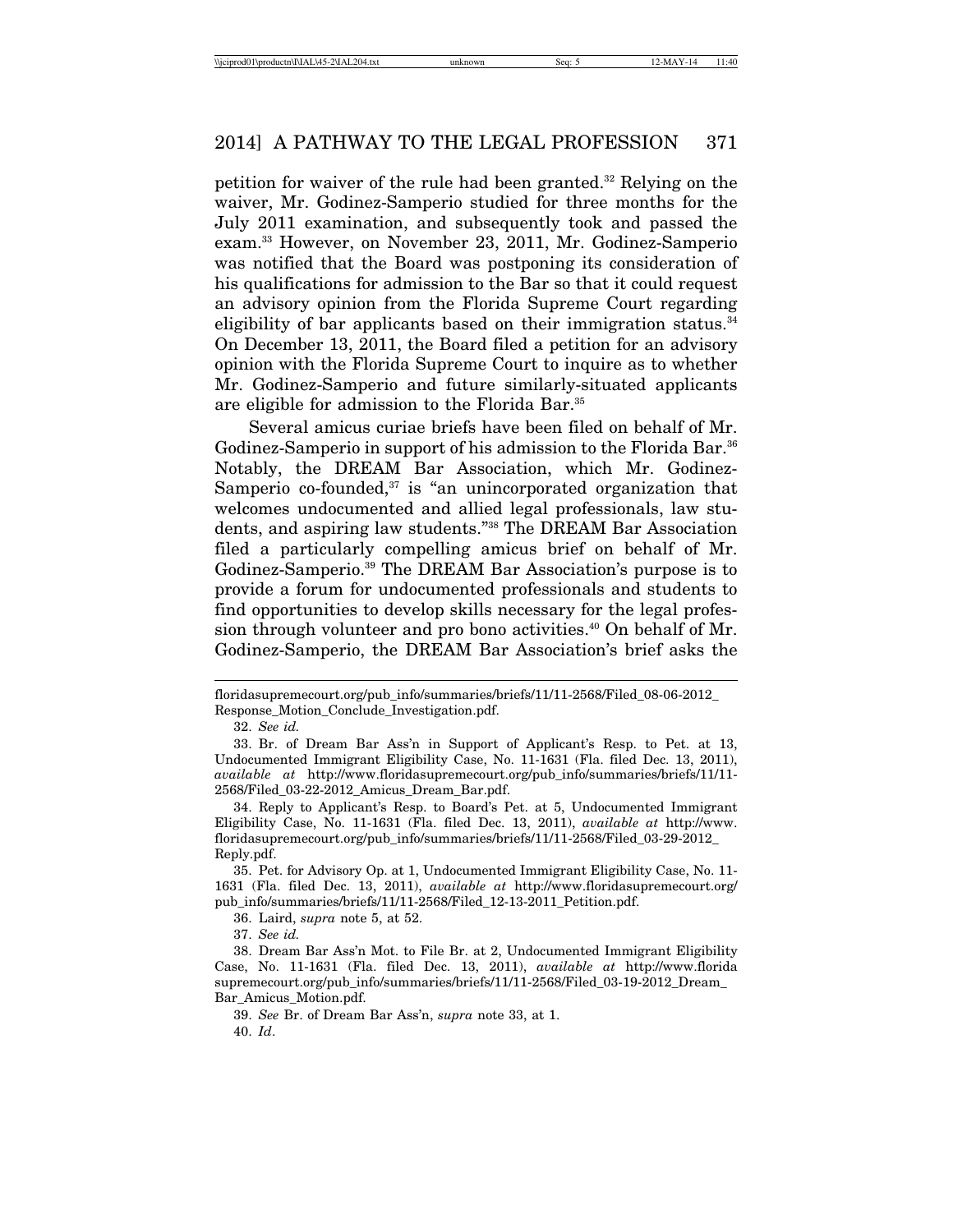petition for waiver of the rule had been granted.[32] Relying on the waiver, Mr. Godinez-Samperio studied for three months for the July 2011 examination, and subsequently took and passed the exam.[33] However, on November 23, 2011, Mr. Godinez-Samperio was notified that the Board was postponing its consideration of his qualifications for admission to the Bar so that it could request an advisory opinion from the Florida Supreme Court regarding eligibility of bar applicants based on their immigration status.[34] On December 13, 2011, the Board filed a petition for an advisory opinion with the Florida Supreme Court to inquire as to whether Mr. Godinez-Samperio and future similarly-situated applicants are eligible for admission to the Florida Bar.[35]

Several amicus curiae briefs have been filed on behalf of Mr. Godinez-Samperio in support of his admission to the Florida Bar.[36] Notably, the DREAM Bar Association, which Mr. Godinez-Samperio co-founded,[37] is "an unincorporated organization that welcomes undocumented and allied legal professionals, law students, and aspiring law students."[38] The DREAM Bar Association filed a particularly compelling amicus brief on behalf of Mr. Godinez-Samperio.[39] The DREAM Bar Association's purpose is to provide a forum for undocumented professionals and students to find opportunities to develop skills necessary for the legal profession through volunteer and pro bono activities.[40] On behalf of Mr. Godinez-Samperio, the DREAM Bar Association's brief asks the

---

floridasupremecourt.org/pub_info/summaries/briefs/11/11-2568/Filed_08-06-2012_Response_Motion_Conclude_Investigation.pdf.

32. *See id.*

33. Br. of Dream Bar Ass'n in Support of Applicant's Resp. to Pet. at 13, Undocumented Immigrant Eligibility Case, No. 11-1631 (Fla. filed Dec. 13, 2011), *available at* http://www.floridasupremecourt.org/pub_info/summaries/briefs/11/11-2568/Filed_03-22-2012_Amicus_Dream_Bar.pdf.

34. Reply to Applicant's Resp. to Board's Pet. at 5, Undocumented Immigrant Eligibility Case, No. 11-1631 (Fla. filed Dec. 13, 2011), *available at* http://www.floridasupremecourt.org/pub_info/summaries/briefs/11/11-2568/Filed_03-29-2012_Reply.pdf.

35. Pet. for Advisory Op. at 1, Undocumented Immigrant Eligibility Case, No. 11-1631 (Fla. filed Dec. 13, 2011), *available at* http://www.floridasupremecourt.org/pub_info/summaries/briefs/11/11-2568/Filed_12-13-2011_Petition.pdf.

36. Laird, *supra* note 5, at 52.

37. *See id.*

38. Dream Bar Ass'n Mot. to File Br. at 2, Undocumented Immigrant Eligibility Case, No. 11-1631 (Fla. filed Dec. 13, 2011), *available at* http://www.floridasupremecourt.org/pub_info/summaries/briefs/11/11-2568/Filed_03-19-2012_Dream_Bar_Amicus_Motion.pdf.

39. *See* Br. of Dream Bar Ass'n, *supra* note 33, at 1.

40. *Id*.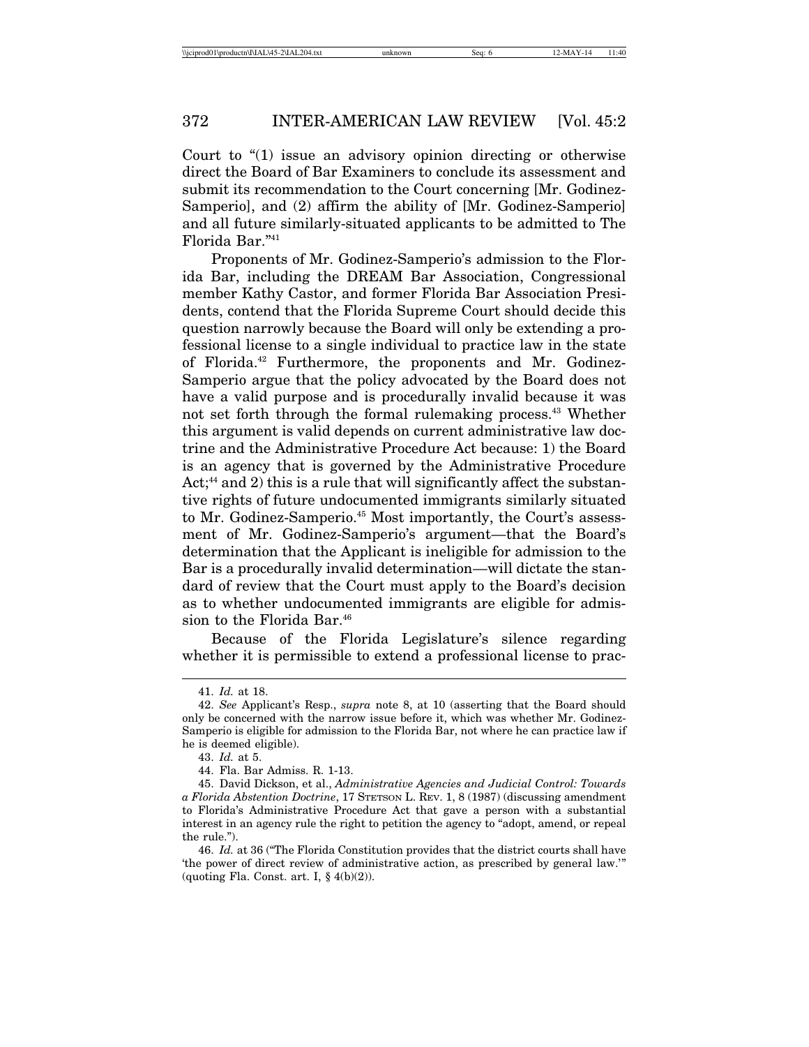Court to "(1) issue an advisory opinion directing or otherwise direct the Board of Bar Examiners to conclude its assessment and submit its recommendation to the Court concerning [Mr. Godinez-Samperio], and (2) affirm the ability of [Mr. Godinez-Samperio] and all future similarly-situated applicants to be admitted to The Florida Bar."[41]

Proponents of Mr. Godinez-Samperio's admission to the Florida Bar, including the DREAM Bar Association, Congressional member Kathy Castor, and former Florida Bar Association Presidents, contend that the Florida Supreme Court should decide this question narrowly because the Board will only be extending a professional license to a single individual to practice law in the state of Florida.[42] Furthermore, the proponents and Mr. Godinez-Samperio argue that the policy advocated by the Board does not have a valid purpose and is procedurally invalid because it was not set forth through the formal rulemaking process.[43] Whether this argument is valid depends on current administrative law doctrine and the Administrative Procedure Act because: 1) the Board is an agency that is governed by the Administrative Procedure Act;[44] and 2) this is a rule that will significantly affect the substantive rights of future undocumented immigrants similarly situated to Mr. Godinez-Samperio.[45] Most importantly, the Court's assessment of Mr. Godinez-Samperio's argument—that the Board's determination that the Applicant is ineligible for admission to the Bar is a procedurally invalid determination—will dictate the standard of review that the Court must apply to the Board's decision as to whether undocumented immigrants are eligible for admission to the Florida Bar.[46]

Because of the Florida Legislature's silence regarding whether it is permissible to extend a professional license to prac-

---

41. *Id.* at 18.

42. *See* Applicant's Resp., *supra* note 8, at 10 (asserting that the Board should only be concerned with the narrow issue before it, which was whether Mr. Godinez-Samperio is eligible for admission to the Florida Bar, not where he can practice law if he is deemed eligible).

43. *Id.* at 5.

44. Fla. Bar Admiss. R. 1-13.

45. David Dickson, et al., *Administrative Agencies and Judicial Control: Towards a Florida Abstention Doctrine*, 17 STETSON L. REV. 1, 8 (1987) (discussing amendment to Florida's Administrative Procedure Act that gave a person with a substantial interest in an agency rule the right to petition the agency to "adopt, amend, or repeal the rule.").

46. *Id.* at 36 ("The Florida Constitution provides that the district courts shall have 'the power of direct review of administrative action, as prescribed by general law.'" (quoting Fla. Const. art. I, § 4(b)(2)).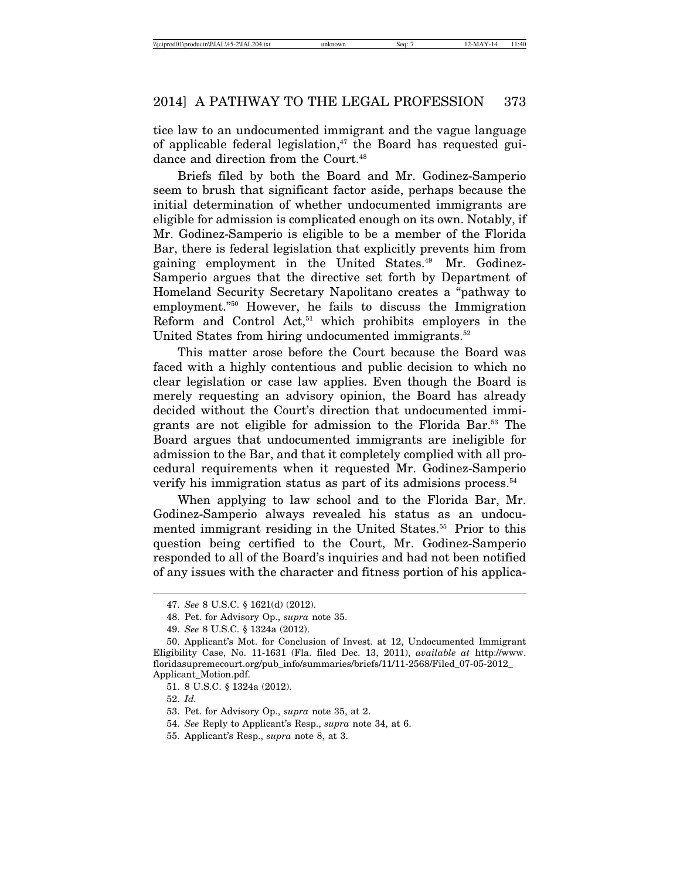tice law to an undocumented immigrant and the vague language of applicable federal legislation,[47] the Board has requested guidance and direction from the Court.[48]

Briefs filed by both the Board and Mr. Godinez-Samperio seem to brush that significant factor aside, perhaps because the initial determination of whether undocumented immigrants are eligible for admission is complicated enough on its own. Notably, if Mr. Godinez-Samperio is eligible to be a member of the Florida Bar, there is federal legislation that explicitly prevents him from gaining employment in the United States.[49] Mr. Godinez-Samperio argues that the directive set forth by Department of Homeland Security Secretary Napolitano creates a "pathway to employment."[50] However, he fails to discuss the Immigration Reform and Control Act,[51] which prohibits employers in the United States from hiring undocumented immigrants.[52]

This matter arose before the Court because the Board was faced with a highly contentious and public decision to which no clear legislation or case law applies. Even though the Board is merely requesting an advisory opinion, the Board has already decided without the Court's direction that undocumented immigrants are not eligible for admission to the Florida Bar.[53] The Board argues that undocumented immigrants are ineligible for admission to the Bar, and that it completely complied with all procedural requirements when it requested Mr. Godinez-Samperio verify his immigration status as part of its admisions process.[54]

When applying to law school and to the Florida Bar, Mr. Godinez-Samperio always revealed his status as an undocumented immigrant residing in the United States.[55] Prior to this question being certified to the Court, Mr. Godinez-Samperio responded to all of the Board's inquiries and had not been notified of any issues with the character and fitness portion of his applica-

---

47. *See* 8 U.S.C. § 1621(d) (2012).

48. Pet. for Advisory Op., *supra* note 35.

49. *See* 8 U.S.C. § 1324a (2012).

50. Applicant's Mot. for Conclusion of Invest. at 12, Undocumented Immigrant Eligibility Case, No. 11-1631 (Fla. filed Dec. 13, 2011), *available at* http://www.floridasupremecourt.org/pub_info/summaries/briefs/11/11-2568/Filed_07-05-2012_Applicant_Motion.pdf.

51. 8 U.S.C. § 1324a (2012).

52. *Id.*

53. Pet. for Advisory Op., *supra* note 35, at 2.

54. *See* Reply to Applicant's Resp., *supra* note 34, at 6.

55. Applicant's Resp., *supra* note 8, at 3.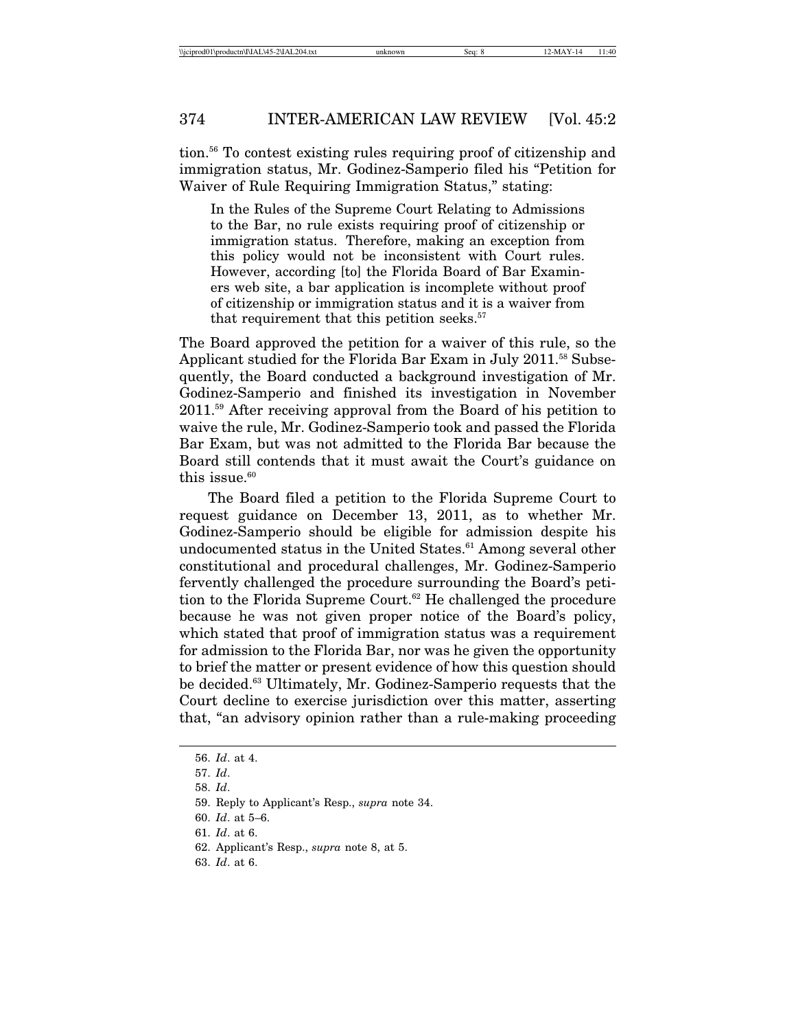tion.[56] To contest existing rules requiring proof of citizenship and immigration status, Mr. Godinez-Samperio filed his "Petition for Waiver of Rule Requiring Immigration Status," stating:

> In the Rules of the Supreme Court Relating to Admissions to the Bar, no rule exists requiring proof of citizenship or immigration status. Therefore, making an exception from this policy would not be inconsistent with Court rules. However, according [to] the Florida Board of Bar Examiners web site, a bar application is incomplete without proof of citizenship or immigration status and it is a waiver from that requirement that this petition seeks.[57]

The Board approved the petition for a waiver of this rule, so the Applicant studied for the Florida Bar Exam in July 2011.[58] Subsequently, the Board conducted a background investigation of Mr. Godinez-Samperio and finished its investigation in November 2011.[59] After receiving approval from the Board of his petition to waive the rule, Mr. Godinez-Samperio took and passed the Florida Bar Exam, but was not admitted to the Florida Bar because the Board still contends that it must await the Court's guidance on this issue.[60]

The Board filed a petition to the Florida Supreme Court to request guidance on December 13, 2011, as to whether Mr. Godinez-Samperio should be eligible for admission despite his undocumented status in the United States.[61] Among several other constitutional and procedural challenges, Mr. Godinez-Samperio fervently challenged the procedure surrounding the Board's petition to the Florida Supreme Court.[62] He challenged the procedure because he was not given proper notice of the Board's policy, which stated that proof of immigration status was a requirement for admission to the Florida Bar, nor was he given the opportunity to brief the matter or present evidence of how this question should be decided.[63] Ultimately, Mr. Godinez-Samperio requests that the Court decline to exercise jurisdiction over this matter, asserting that, "an advisory opinion rather than a rule-making proceeding

---

56. *Id*. at 4.
57. *Id*.
58. *Id*.
59. Reply to Applicant's Resp., *supra* note 34.
60. *Id*. at 5–6.
61. *Id*. at 6.
62. Applicant's Resp., *supra* note 8, at 5.
63. *Id*. at 6.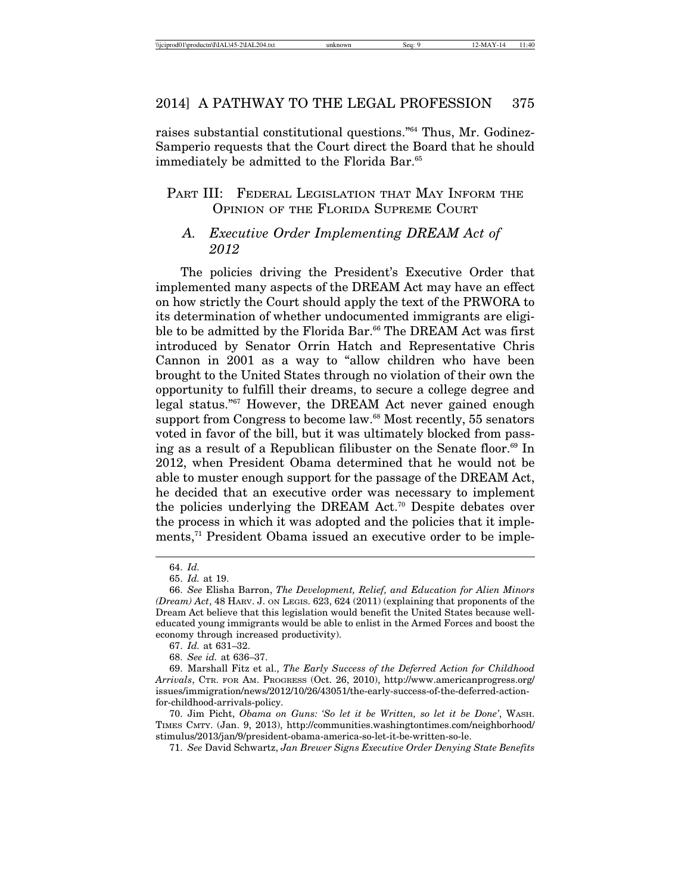raises substantial constitutional questions."[64] Thus, Mr. Godinez-Samperio requests that the Court direct the Board that he should immediately be admitted to the Florida Bar.[65]

## PART III: FEDERAL LEGISLATION THAT MAY INFORM THE OPINION OF THE FLORIDA SUPREME COURT

### A. *Executive Order Implementing DREAM Act of 2012*

The policies driving the President's Executive Order that implemented many aspects of the DREAM Act may have an effect on how strictly the Court should apply the text of the PRWORA to its determination of whether undocumented immigrants are eligible to be admitted by the Florida Bar.[66] The DREAM Act was first introduced by Senator Orrin Hatch and Representative Chris Cannon in 2001 as a way to "allow children who have been brought to the United States through no violation of their own the opportunity to fulfill their dreams, to secure a college degree and legal status."[67] However, the DREAM Act never gained enough support from Congress to become law.[68] Most recently, 55 senators voted in favor of the bill, but it was ultimately blocked from passing as a result of a Republican filibuster on the Senate floor.[69] In 2012, when President Obama determined that he would not be able to muster enough support for the passage of the DREAM Act, he decided that an executive order was necessary to implement the policies underlying the DREAM Act.[70] Despite debates over the process in which it was adopted and the policies that it implements,[71] President Obama issued an executive order to be imple-

---

64. *Id.*

65. *Id.* at 19.

66. *See* Elisha Barron, *The Development, Relief, and Education for Alien Minors (Dream) Act*, 48 HARV. J. ON LEGIS. 623, 624 (2011) (explaining that proponents of the Dream Act believe that this legislation would benefit the United States because well-educated young immigrants would be able to enlist in the Armed Forces and boost the economy through increased productivity).

67. *Id.* at 631–32.

68. *See id.* at 636–37.

69. Marshall Fitz et al., *The Early Success of the Deferred Action for Childhood Arrivals*, CTR. FOR AM. PROGRESS (Oct. 26, 2010), http://www.americanprogress.org/issues/immigration/news/2012/10/26/43051/the-early-success-of-the-deferred-action-for-childhood-arrivals-policy.

70. Jim Picht, *Obama on Guns: 'So let it be Written, so let it be Done'*, WASH. TIMES CMTY. (Jan. 9, 2013), http://communities.washingtontimes.com/neighborhood/stimulus/2013/jan/9/president-obama-america-so-let-it-be-written-so-le.

71. *See* David Schwartz, *Jan Brewer Signs Executive Order Denying State Benefits*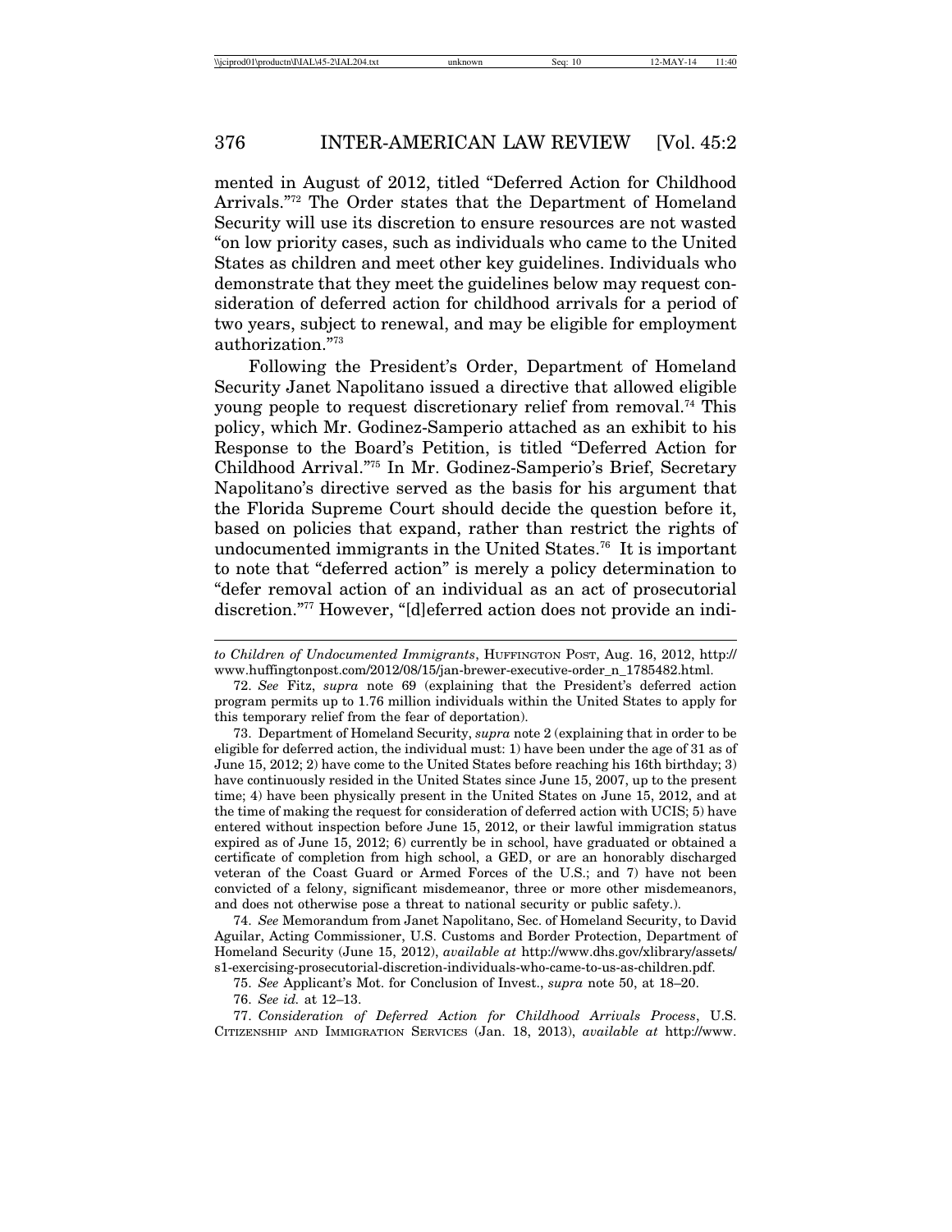mented in August of 2012, titled "Deferred Action for Childhood Arrivals."[72] The Order states that the Department of Homeland Security will use its discretion to ensure resources are not wasted "on low priority cases, such as individuals who came to the United States as children and meet other key guidelines. Individuals who demonstrate that they meet the guidelines below may request consideration of deferred action for childhood arrivals for a period of two years, subject to renewal, and may be eligible for employment authorization."[73]

Following the President's Order, Department of Homeland Security Janet Napolitano issued a directive that allowed eligible young people to request discretionary relief from removal.[74] This policy, which Mr. Godinez-Samperio attached as an exhibit to his Response to the Board's Petition, is titled "Deferred Action for Childhood Arrival."[75] In Mr. Godinez-Samperio's Brief, Secretary Napolitano's directive served as the basis for his argument that the Florida Supreme Court should decide the question before it, based on policies that expand, rather than restrict the rights of undocumented immigrants in the United States.[76] It is important to note that "deferred action" is merely a policy determination to "defer removal action of an individual as an act of prosecutorial discretion."[77] However, "[d]eferred action does not provide an indi-

---

*to Children of Undocumented Immigrants*, HUFFINGTON POST, Aug. 16, 2012, http://www.huffingtonpost.com/2012/08/15/jan-brewer-executive-order_n_1785482.html.

72. *See* Fitz, *supra* note 69 (explaining that the President's deferred action program permits up to 1.76 million individuals within the United States to apply for this temporary relief from the fear of deportation).

73. Department of Homeland Security, *supra* note 2 (explaining that in order to be eligible for deferred action, the individual must: 1) have been under the age of 31 as of June 15, 2012; 2) have come to the United States before reaching his 16th birthday; 3) have continuously resided in the United States since June 15, 2007, up to the present time; 4) have been physically present in the United States on June 15, 2012, and at the time of making the request for consideration of deferred action with UCIS; 5) have entered without inspection before June 15, 2012, or their lawful immigration status expired as of June 15, 2012; 6) currently be in school, have graduated or obtained a certificate of completion from high school, a GED, or are an honorably discharged veteran of the Coast Guard or Armed Forces of the U.S.; and 7) have not been convicted of a felony, significant misdemeanor, three or more other misdemeanors, and does not otherwise pose a threat to national security or public safety.).

74. *See* Memorandum from Janet Napolitano, Sec. of Homeland Security, to David Aguilar, Acting Commissioner, U.S. Customs and Border Protection, Department of Homeland Security (June 15, 2012), *available at* http://www.dhs.gov/xlibrary/assets/s1-exercising-prosecutorial-discretion-individuals-who-came-to-us-as-children.pdf.

75. *See* Applicant's Mot. for Conclusion of Invest., *supra* note 50, at 18–20.

76. *See id.* at 12–13.

77. *Consideration of Deferred Action for Childhood Arrivals Process*, U.S. CITIZENSHIP AND IMMIGRATION SERVICES (Jan. 18, 2013), *available at* http://www.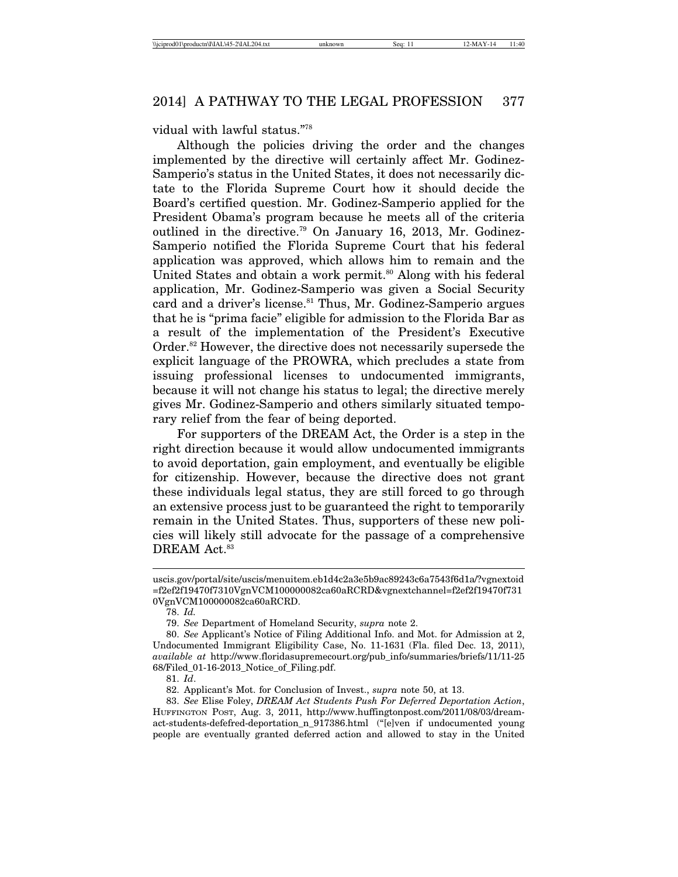vidual with lawful status."[78]

Although the policies driving the order and the changes implemented by the directive will certainly affect Mr. Godinez-Samperio's status in the United States, it does not necessarily dictate to the Florida Supreme Court how it should decide the Board's certified question. Mr. Godinez-Samperio applied for the President Obama's program because he meets all of the criteria outlined in the directive.[79] On January 16, 2013, Mr. Godinez-Samperio notified the Florida Supreme Court that his federal application was approved, which allows him to remain and the United States and obtain a work permit.[80] Along with his federal application, Mr. Godinez-Samperio was given a Social Security card and a driver's license.[81] Thus, Mr. Godinez-Samperio argues that he is "prima facie" eligible for admission to the Florida Bar as a result of the implementation of the President's Executive Order.[82] However, the directive does not necessarily supersede the explicit language of the PROWRA, which precludes a state from issuing professional licenses to undocumented immigrants, because it will not change his status to legal; the directive merely gives Mr. Godinez-Samperio and others similarly situated temporary relief from the fear of being deported.

For supporters of the DREAM Act, the Order is a step in the right direction because it would allow undocumented immigrants to avoid deportation, gain employment, and eventually be eligible for citizenship. However, because the directive does not grant these individuals legal status, they are still forced to go through an extensive process just to be guaranteed the right to temporarily remain in the United States. Thus, supporters of these new policies will likely still advocate for the passage of a comprehensive DREAM Act.[83]

---

uscis.gov/portal/site/uscis/menuitem.eb1d4c2a3e5b9ac89243c6a7543f6d1a/?vgnextoid=f2ef2f19470f7310VgnVCM100000082ca60aRCRD&vgnextchannel=f2ef2f19470f7310VgnVCM100000082ca60aRCRD.

78. *Id.*

79. *See* Department of Homeland Security, *supra* note 2.

80. *See* Applicant's Notice of Filing Additional Info. and Mot. for Admission at 2, Undocumented Immigrant Eligibility Case, No. 11-1631 (Fla. filed Dec. 13, 2011), *available at* http://www.floridasupremecourt.org/pub_info/summaries/briefs/11/11-2568/Filed_01-16-2013_Notice_of_Filing.pdf.

81. *Id*.

82. Applicant's Mot. for Conclusion of Invest., *supra* note 50, at 13.

83. *See* Elise Foley, *DREAM Act Students Push For Deferred Deportation Action*, HUFFINGTON POST, Aug. 3, 2011, http://www.huffingtonpost.com/2011/08/03/dream-act-students-defefred-deportation_n_917386.html ("[e]ven if undocumented young people are eventually granted deferred action and allowed to stay in the United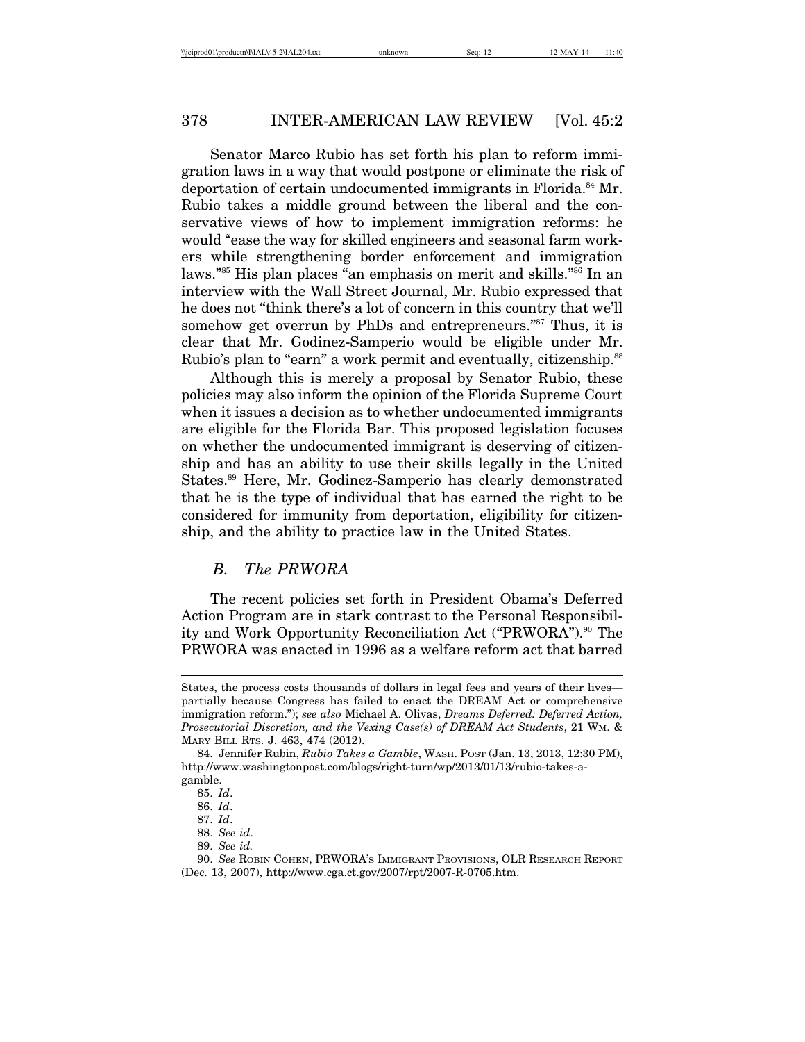Senator Marco Rubio has set forth his plan to reform immigration laws in a way that would postpone or eliminate the risk of deportation of certain undocumented immigrants in Florida.[84] Mr. Rubio takes a middle ground between the liberal and the conservative views of how to implement immigration reforms: he would "ease the way for skilled engineers and seasonal farm workers while strengthening border enforcement and immigration laws."[85] His plan places "an emphasis on merit and skills."[86] In an interview with the Wall Street Journal, Mr. Rubio expressed that he does not "think there's a lot of concern in this country that we'll somehow get overrun by PhDs and entrepreneurs."[87] Thus, it is clear that Mr. Godinez-Samperio would be eligible under Mr. Rubio's plan to "earn" a work permit and eventually, citizenship.[88]

Although this is merely a proposal by Senator Rubio, these policies may also inform the opinion of the Florida Supreme Court when it issues a decision as to whether undocumented immigrants are eligible for the Florida Bar. This proposed legislation focuses on whether the undocumented immigrant is deserving of citizenship and has an ability to use their skills legally in the United States.[89] Here, Mr. Godinez-Samperio has clearly demonstrated that he is the type of individual that has earned the right to be considered for immunity from deportation, eligibility for citizenship, and the ability to practice law in the United States.

### *B. The PRWORA*

The recent policies set forth in President Obama's Deferred Action Program are in stark contrast to the Personal Responsibility and Work Opportunity Reconciliation Act ("PRWORA").[90] The PRWORA was enacted in 1996 as a welfare reform act that barred

---

States, the process costs thousands of dollars in legal fees and years of their lives—partially because Congress has failed to enact the DREAM Act or comprehensive immigration reform."); *see also* Michael A. Olivas, *Dreams Deferred: Deferred Action, Prosecutorial Discretion, and the Vexing Case(s) of DREAM Act Students*, 21 WM. & MARY BILL RTS. J. 463, 474 (2012).

84. Jennifer Rubin, *Rubio Takes a Gamble*, WASH. POST (Jan. 13, 2013, 12:30 PM), http://www.washingtonpost.com/blogs/right-turn/wp/2013/01/13/rubio-takes-a-gamble.

85. *Id*.

86. *Id*.

87. *Id*.

88. *See id*.

89. *See id.*

90. *See* ROBIN COHEN, PRWORA'S IMMIGRANT PROVISIONS, OLR RESEARCH REPORT (Dec. 13, 2007), http://www.cga.ct.gov/2007/rpt/2007-R-0705.htm.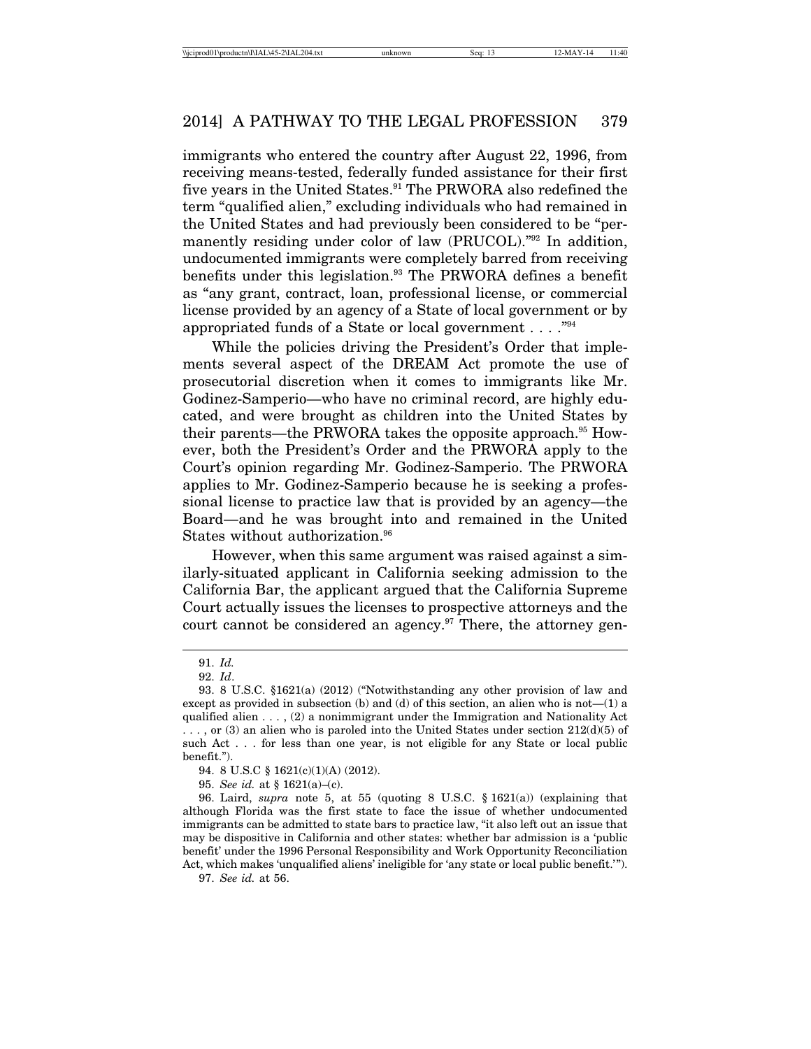immigrants who entered the country after August 22, 1996, from receiving means-tested, federally funded assistance for their first five years in the United States.[91] The PRWORA also redefined the term "qualified alien," excluding individuals who had remained in the United States and had previously been considered to be "permanently residing under color of law (PRUCOL)."[92] In addition, undocumented immigrants were completely barred from receiving benefits under this legislation.[93] The PRWORA defines a benefit as "any grant, contract, loan, professional license, or commercial license provided by an agency of a State of local government or by appropriated funds of a State or local government . . . ."[94]

While the policies driving the President's Order that implements several aspect of the DREAM Act promote the use of prosecutorial discretion when it comes to immigrants like Mr. Godinez-Samperio—who have no criminal record, are highly educated, and were brought as children into the United States by their parents—the PRWORA takes the opposite approach.[95] However, both the President's Order and the PRWORA apply to the Court's opinion regarding Mr. Godinez-Samperio. The PRWORA applies to Mr. Godinez-Samperio because he is seeking a professional license to practice law that is provided by an agency—the Board—and he was brought into and remained in the United States without authorization.[96]

However, when this same argument was raised against a similarly-situated applicant in California seeking admission to the California Bar, the applicant argued that the California Supreme Court actually issues the licenses to prospective attorneys and the court cannot be considered an agency.[97] There, the attorney gen-

---

91. *Id.*

92. *Id*.

93. 8 U.S.C. §1621(a) (2012) ("Notwithstanding any other provision of law and except as provided in subsection (b) and (d) of this section, an alien who is not—(1) a qualified alien . . . , (2) a nonimmigrant under the Immigration and Nationality Act . . . , or (3) an alien who is paroled into the United States under section 212(d)(5) of such Act . . . for less than one year, is not eligible for any State or local public benefit.").

94. 8 U.S.C § 1621(c)(1)(A) (2012).

95. *See id.* at § 1621(a)–(c).

96. Laird, *supra* note 5, at 55 (quoting 8 U.S.C. § 1621(a)) (explaining that although Florida was the first state to face the issue of whether undocumented immigrants can be admitted to state bars to practice law, "it also left out an issue that may be dispositive in California and other states: whether bar admission is a 'public benefit' under the 1996 Personal Responsibility and Work Opportunity Reconciliation Act, which makes 'unqualified aliens' ineligible for 'any state or local public benefit.'").

97. *See id.* at 56.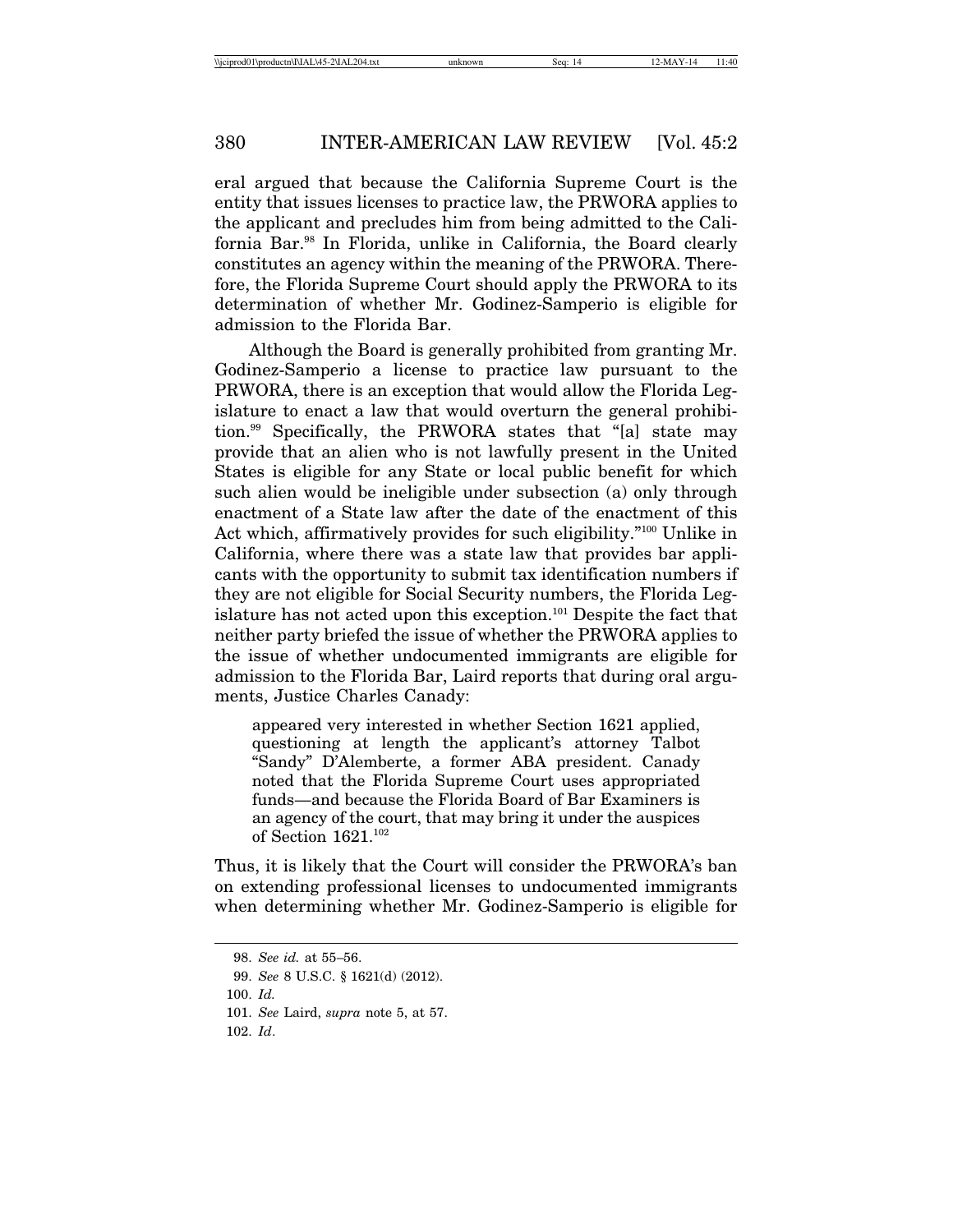eral argued that because the California Supreme Court is the entity that issues licenses to practice law, the PRWORA applies to the applicant and precludes him from being admitted to the California Bar.[98] In Florida, unlike in California, the Board clearly constitutes an agency within the meaning of the PRWORA. Therefore, the Florida Supreme Court should apply the PRWORA to its determination of whether Mr. Godinez-Samperio is eligible for admission to the Florida Bar.

Although the Board is generally prohibited from granting Mr. Godinez-Samperio a license to practice law pursuant to the PRWORA, there is an exception that would allow the Florida Legislature to enact a law that would overturn the general prohibition.[99] Specifically, the PRWORA states that "[a] state may provide that an alien who is not lawfully present in the United States is eligible for any State or local public benefit for which such alien would be ineligible under subsection (a) only through enactment of a State law after the date of the enactment of this Act which, affirmatively provides for such eligibility."[100] Unlike in California, where there was a state law that provides bar applicants with the opportunity to submit tax identification numbers if they are not eligible for Social Security numbers, the Florida Legislature has not acted upon this exception.[101] Despite the fact that neither party briefed the issue of whether the PRWORA applies to the issue of whether undocumented immigrants are eligible for admission to the Florida Bar, Laird reports that during oral arguments, Justice Charles Canady:

> appeared very interested in whether Section 1621 applied, questioning at length the applicant's attorney Talbot "Sandy" D'Alemberte, a former ABA president. Canady noted that the Florida Supreme Court uses appropriated funds—and because the Florida Board of Bar Examiners is an agency of the court, that may bring it under the auspices of Section 1621.[102]

Thus, it is likely that the Court will consider the PRWORA's ban on extending professional licenses to undocumented immigrants when determining whether Mr. Godinez-Samperio is eligible for

---

98. *See id.* at 55–56.

99. *See* 8 U.S.C. § 1621(d) (2012).

100. *Id.*

101. *See* Laird, *supra* note 5, at 57.

102. *Id*.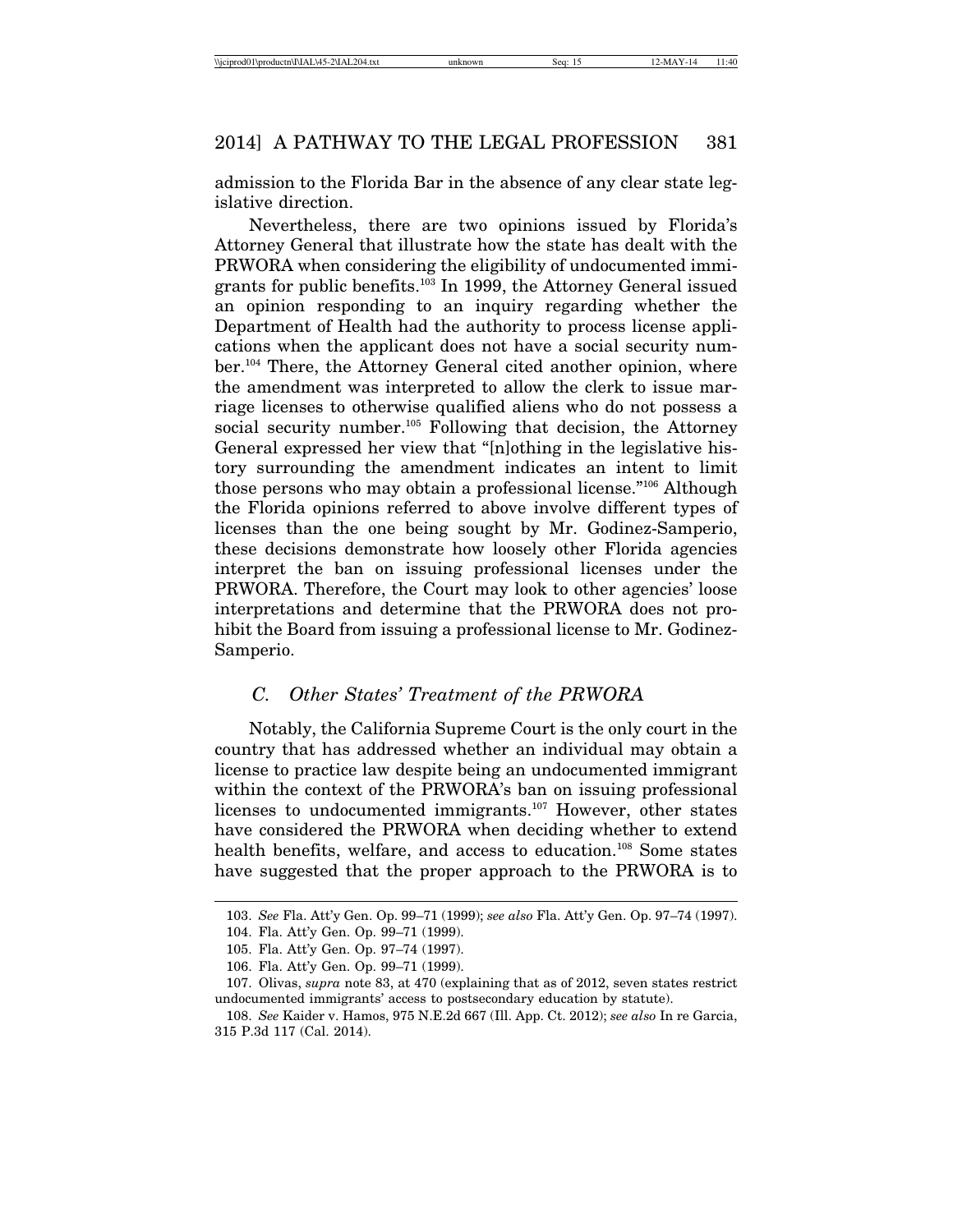admission to the Florida Bar in the absence of any clear state legislative direction.

Nevertheless, there are two opinions issued by Florida's Attorney General that illustrate how the state has dealt with the PRWORA when considering the eligibility of undocumented immigrants for public benefits.[103] In 1999, the Attorney General issued an opinion responding to an inquiry regarding whether the Department of Health had the authority to process license applications when the applicant does not have a social security number.[104] There, the Attorney General cited another opinion, where the amendment was interpreted to allow the clerk to issue marriage licenses to otherwise qualified aliens who do not possess a social security number.[105] Following that decision, the Attorney General expressed her view that "[n]othing in the legislative history surrounding the amendment indicates an intent to limit those persons who may obtain a professional license."[106] Although the Florida opinions referred to above involve different types of licenses than the one being sought by Mr. Godinez-Samperio, these decisions demonstrate how loosely other Florida agencies interpret the ban on issuing professional licenses under the PRWORA. Therefore, the Court may look to other agencies' loose interpretations and determine that the PRWORA does not prohibit the Board from issuing a professional license to Mr. Godinez-Samperio.

### *C. Other States' Treatment of the PRWORA*

Notably, the California Supreme Court is the only court in the country that has addressed whether an individual may obtain a license to practice law despite being an undocumented immigrant within the context of the PRWORA's ban on issuing professional licenses to undocumented immigrants.[107] However, other states have considered the PRWORA when deciding whether to extend health benefits, welfare, and access to education.[108] Some states have suggested that the proper approach to the PRWORA is to

---

103. *See* Fla. Att'y Gen. Op. 99–71 (1999); *see also* Fla. Att'y Gen. Op. 97–74 (1997).

104. Fla. Att'y Gen. Op. 99–71 (1999).

105. Fla. Att'y Gen. Op. 97–74 (1997).

106. Fla. Att'y Gen. Op. 99–71 (1999).

107. Olivas, *supra* note 83, at 470 (explaining that as of 2012, seven states restrict undocumented immigrants' access to postsecondary education by statute).

108. *See* Kaider v. Hamos, 975 N.E.2d 667 (Ill. App. Ct. 2012); *see also* In re Garcia, 315 P.3d 117 (Cal. 2014).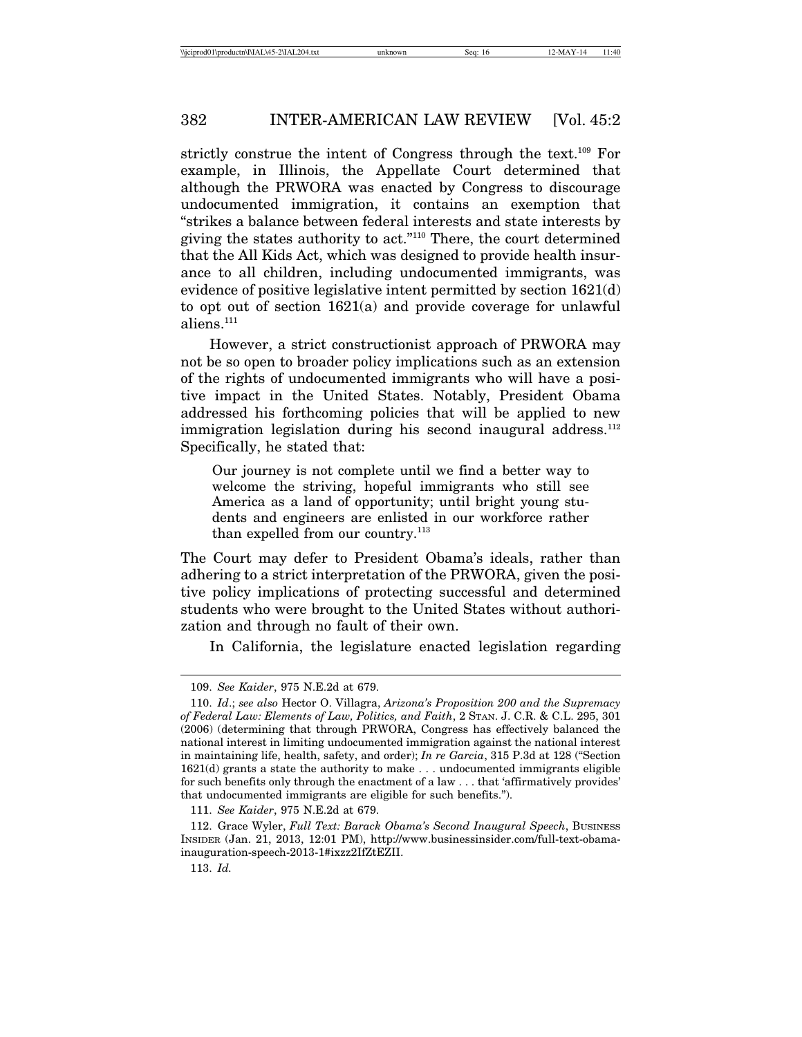strictly construe the intent of Congress through the text.[109] For example, in Illinois, the Appellate Court determined that although the PRWORA was enacted by Congress to discourage undocumented immigration, it contains an exemption that "strikes a balance between federal interests and state interests by giving the states authority to act."[110] There, the court determined that the All Kids Act, which was designed to provide health insurance to all children, including undocumented immigrants, was evidence of positive legislative intent permitted by section 1621(d) to opt out of section 1621(a) and provide coverage for unlawful aliens.[111]

However, a strict constructionist approach of PRWORA may not be so open to broader policy implications such as an extension of the rights of undocumented immigrants who will have a positive impact in the United States. Notably, President Obama addressed his forthcoming policies that will be applied to new immigration legislation during his second inaugural address.[112] Specifically, he stated that:

> Our journey is not complete until we find a better way to welcome the striving, hopeful immigrants who still see America as a land of opportunity; until bright young students and engineers are enlisted in our workforce rather than expelled from our country.[113]

The Court may defer to President Obama's ideals, rather than adhering to a strict interpretation of the PRWORA, given the positive policy implications of protecting successful and determined students who were brought to the United States without authorization and through no fault of their own.

In California, the legislature enacted legislation regarding

---

109. *See Kaider*, 975 N.E.2d at 679.

110. *Id*.; *see also* Hector O. Villagra, *Arizona's Proposition 200 and the Supremacy of Federal Law: Elements of Law, Politics, and Faith*, 2 STAN. J. C.R. & C.L. 295, 301 (2006) (determining that through PRWORA, Congress has effectively balanced the national interest in limiting undocumented immigration against the national interest in maintaining life, health, safety, and order); *In re Garcia*, 315 P.3d at 128 ("Section 1621(d) grants a state the authority to make . . . undocumented immigrants eligible for such benefits only through the enactment of a law . . . that 'affirmatively provides' that undocumented immigrants are eligible for such benefits.").

111. *See Kaider*, 975 N.E.2d at 679.

112. Grace Wyler, *Full Text: Barack Obama's Second Inaugural Speech*, BUSINESS INSIDER (Jan. 21, 2013, 12:01 PM), http://www.businessinsider.com/full-text-obama-inauguration-speech-2013-1#ixzz2IfZtEZII.

113. *Id.*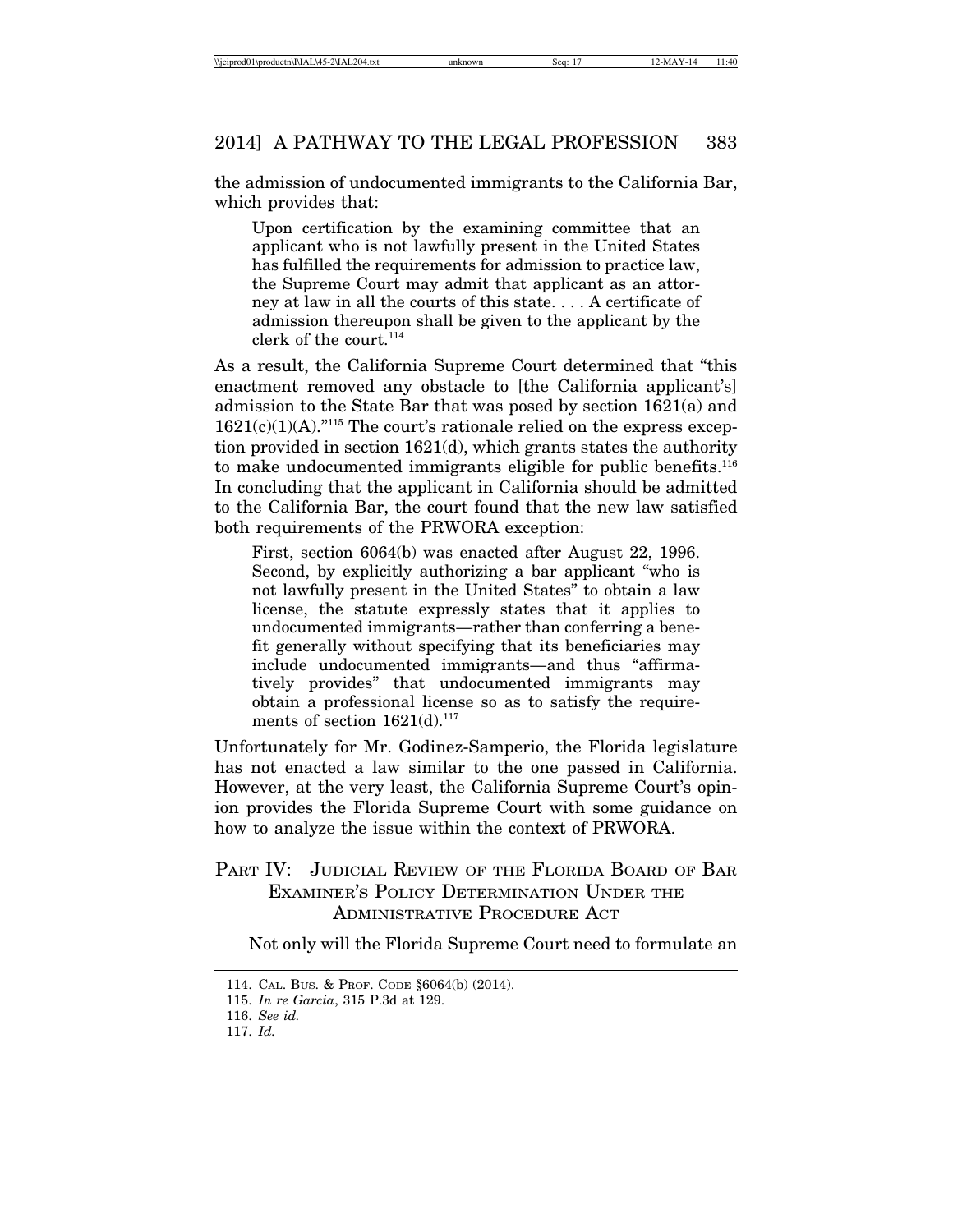the admission of undocumented immigrants to the California Bar, which provides that:

> Upon certification by the examining committee that an applicant who is not lawfully present in the United States has fulfilled the requirements for admission to practice law, the Supreme Court may admit that applicant as an attorney at law in all the courts of this state. . . . A certificate of admission thereupon shall be given to the applicant by the clerk of the court.[114]

As a result, the California Supreme Court determined that "this enactment removed any obstacle to [the California applicant's] admission to the State Bar that was posed by section 1621(a) and 1621(c)(1)(A)."[115] The court's rationale relied on the express exception provided in section 1621(d), which grants states the authority to make undocumented immigrants eligible for public benefits.[116] In concluding that the applicant in California should be admitted to the California Bar, the court found that the new law satisfied both requirements of the PRWORA exception:

> First, section 6064(b) was enacted after August 22, 1996. Second, by explicitly authorizing a bar applicant "who is not lawfully present in the United States" to obtain a law license, the statute expressly states that it applies to undocumented immigrants—rather than conferring a benefit generally without specifying that its beneficiaries may include undocumented immigrants—and thus "affirmatively provides" that undocumented immigrants may obtain a professional license so as to satisfy the requirements of section 1621(d).[117]

Unfortunately for Mr. Godinez-Samperio, the Florida legislature has not enacted a law similar to the one passed in California. However, at the very least, the California Supreme Court's opinion provides the Florida Supreme Court with some guidance on how to analyze the issue within the context of PRWORA.

## PART IV: JUDICIAL REVIEW OF THE FLORIDA BOARD OF BAR EXAMINER'S POLICY DETERMINATION UNDER THE ADMINISTRATIVE PROCEDURE ACT

Not only will the Florida Supreme Court need to formulate an

---

114. CAL. BUS. & PROF. CODE §6064(b) (2014).

115. *In re Garcia*, 315 P.3d at 129.

116. *See id.*

117. *Id.*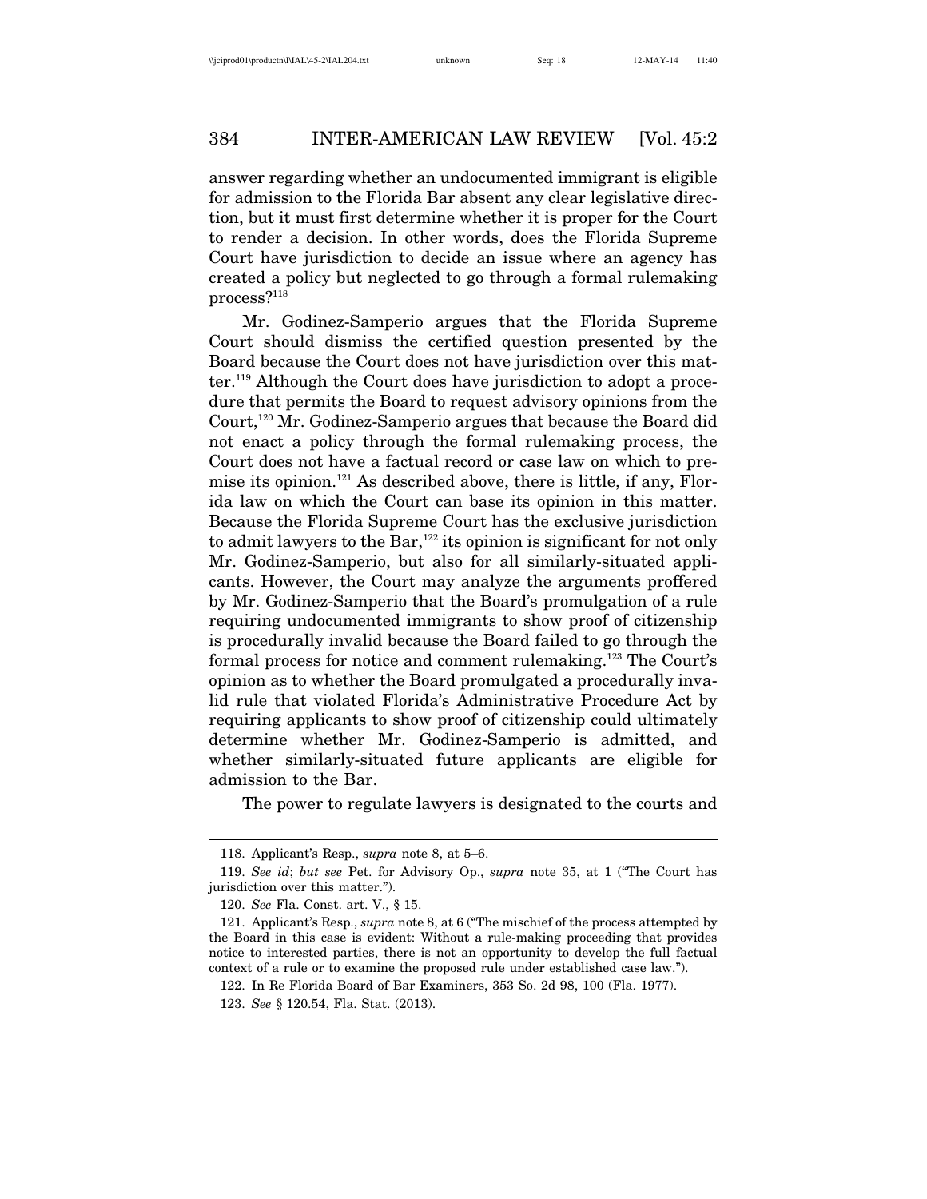answer regarding whether an undocumented immigrant is eligible for admission to the Florida Bar absent any clear legislative direction, but it must first determine whether it is proper for the Court to render a decision. In other words, does the Florida Supreme Court have jurisdiction to decide an issue where an agency has created a policy but neglected to go through a formal rulemaking process?[118]

Mr. Godinez-Samperio argues that the Florida Supreme Court should dismiss the certified question presented by the Board because the Court does not have jurisdiction over this matter.[119] Although the Court does have jurisdiction to adopt a procedure that permits the Board to request advisory opinions from the Court,[120] Mr. Godinez-Samperio argues that because the Board did not enact a policy through the formal rulemaking process, the Court does not have a factual record or case law on which to premise its opinion.[121] As described above, there is little, if any, Florida law on which the Court can base its opinion in this matter. Because the Florida Supreme Court has the exclusive jurisdiction to admit lawyers to the Bar,[122] its opinion is significant for not only Mr. Godinez-Samperio, but also for all similarly-situated applicants. However, the Court may analyze the arguments proffered by Mr. Godinez-Samperio that the Board's promulgation of a rule requiring undocumented immigrants to show proof of citizenship is procedurally invalid because the Board failed to go through the formal process for notice and comment rulemaking.[123] The Court's opinion as to whether the Board promulgated a procedurally invalid rule that violated Florida's Administrative Procedure Act by requiring applicants to show proof of citizenship could ultimately determine whether Mr. Godinez-Samperio is admitted, and whether similarly-situated future applicants are eligible for admission to the Bar.

The power to regulate lawyers is designated to the courts and

---

118. Applicant's Resp., *supra* note 8, at 5–6.

119. *See id*; *but see* Pet. for Advisory Op., *supra* note 35, at 1 ("The Court has jurisdiction over this matter.").

120. *See* Fla. Const. art. V., § 15.

121. Applicant's Resp., *supra* note 8, at 6 ("The mischief of the process attempted by the Board in this case is evident: Without a rule-making proceeding that provides notice to interested parties, there is not an opportunity to develop the full factual context of a rule or to examine the proposed rule under established case law.").

122. In Re Florida Board of Bar Examiners, 353 So. 2d 98, 100 (Fla. 1977).

123. *See* § 120.54, Fla. Stat. (2013).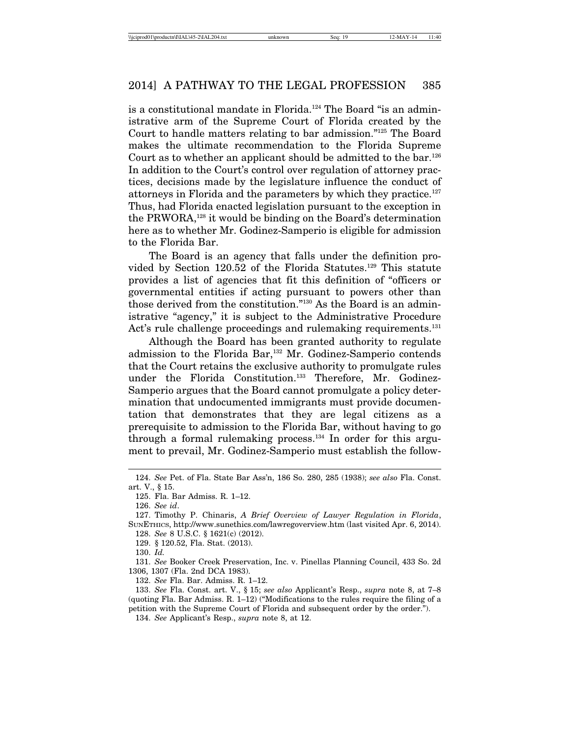is a constitutional mandate in Florida.[124] The Board "is an administrative arm of the Supreme Court of Florida created by the Court to handle matters relating to bar admission."[125] The Board makes the ultimate recommendation to the Florida Supreme Court as to whether an applicant should be admitted to the bar.[126] In addition to the Court's control over regulation of attorney practices, decisions made by the legislature influence the conduct of attorneys in Florida and the parameters by which they practice.[127] Thus, had Florida enacted legislation pursuant to the exception in the PRWORA,[128] it would be binding on the Board's determination here as to whether Mr. Godinez-Samperio is eligible for admission to the Florida Bar.

The Board is an agency that falls under the definition provided by Section 120.52 of the Florida Statutes.[129] This statute provides a list of agencies that fit this definition of "officers or governmental entities if acting pursuant to powers other than those derived from the constitution."[130] As the Board is an administrative "agency," it is subject to the Administrative Procedure Act's rule challenge proceedings and rulemaking requirements.[131]

Although the Board has been granted authority to regulate admission to the Florida Bar,[132] Mr. Godinez-Samperio contends that the Court retains the exclusive authority to promulgate rules under the Florida Constitution.[133] Therefore, Mr. Godinez-Samperio argues that the Board cannot promulgate a policy determination that undocumented immigrants must provide documentation that demonstrates that they are legal citizens as a prerequisite to admission to the Florida Bar, without having to go through a formal rulemaking process.[134] In order for this argument to prevail, Mr. Godinez-Samperio must establish the follow-

---

124. *See* Pet. of Fla. State Bar Ass'n, 186 So. 280, 285 (1938); *see also* Fla. Const. art. V., § 15.

125. Fla. Bar Admiss. R. 1–12.

126. *See id*.

127. Timothy P. Chinaris, *A Brief Overview of Lawyer Regulation in Florida*, SunEthics, http://www.sunethics.com/lawregoverview.htm (last visited Apr. 6, 2014).

128. *See* 8 U.S.C. § 1621(c) (2012).

129. § 120.52, Fla. Stat. (2013).

130. *Id.*

131. *See* Booker Creek Preservation, Inc. v. Pinellas Planning Council, 433 So. 2d 1306, 1307 (Fla. 2nd DCA 1983).

132. *See* Fla. Bar. Admiss. R. 1–12.

133. *See* Fla. Const. art. V., § 15; *see also* Applicant's Resp., *supra* note 8, at 7–8 (quoting Fla. Bar Admiss. R. 1–12) ("Modifications to the rules require the filing of a petition with the Supreme Court of Florida and subsequent order by the order.").

134. *See* Applicant's Resp., *supra* note 8, at 12.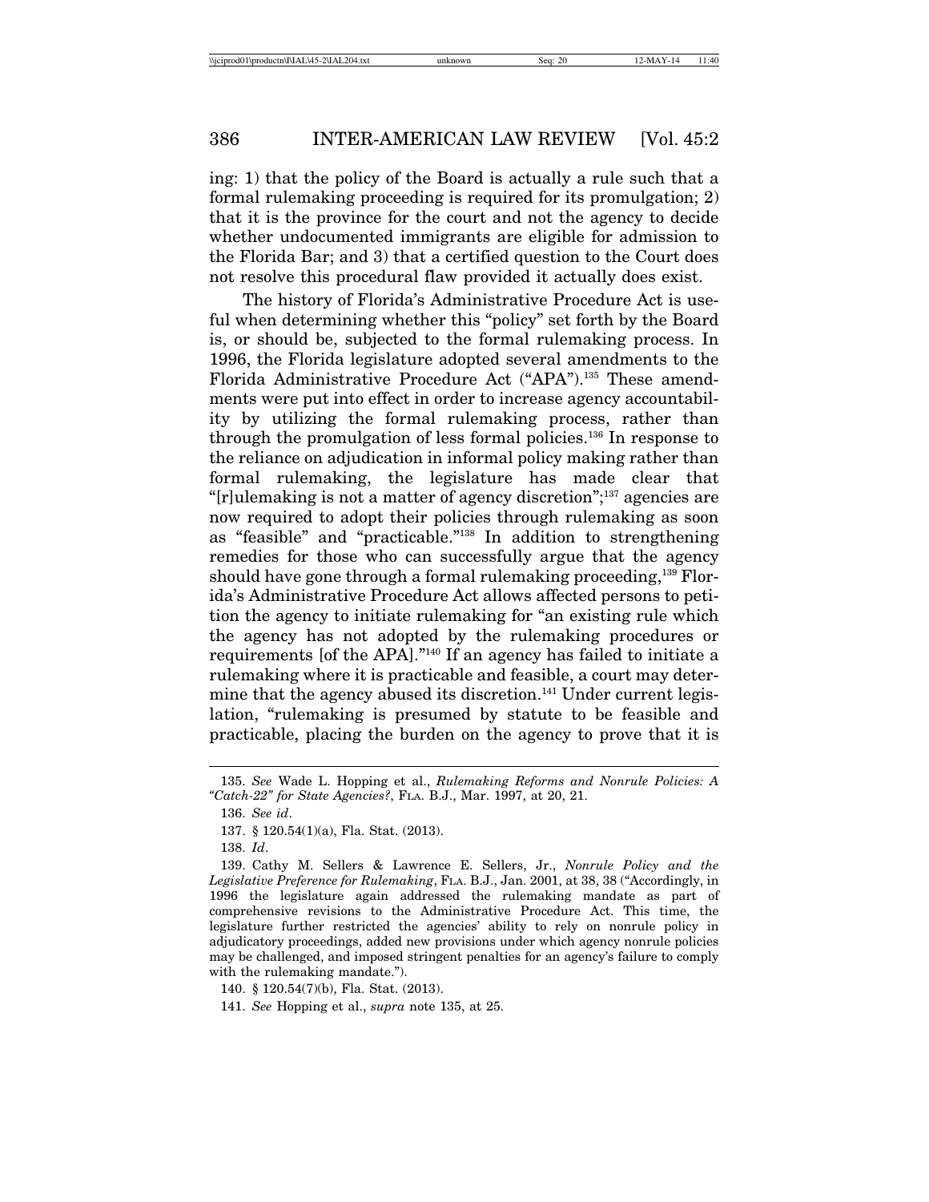ing: 1) that the policy of the Board is actually a rule such that a formal rulemaking proceeding is required for its promulgation; 2) that it is the province for the court and not the agency to decide whether undocumented immigrants are eligible for admission to the Florida Bar; and 3) that a certified question to the Court does not resolve this procedural flaw provided it actually does exist.

The history of Florida's Administrative Procedure Act is useful when determining whether this "policy" set forth by the Board is, or should be, subjected to the formal rulemaking process. In 1996, the Florida legislature adopted several amendments to the Florida Administrative Procedure Act ("APA").[135] These amendments were put into effect in order to increase agency accountability by utilizing the formal rulemaking process, rather than through the promulgation of less formal policies.[136] In response to the reliance on adjudication in informal policy making rather than formal rulemaking, the legislature has made clear that "[r]ulemaking is not a matter of agency discretion";[137] agencies are now required to adopt their policies through rulemaking as soon as "feasible" and "practicable."[138] In addition to strengthening remedies for those who can successfully argue that the agency should have gone through a formal rulemaking proceeding,[139] Florida's Administrative Procedure Act allows affected persons to petition the agency to initiate rulemaking for "an existing rule which the agency has not adopted by the rulemaking procedures or requirements [of the APA]."[140] If an agency has failed to initiate a rulemaking where it is practicable and feasible, a court may determine that the agency abused its discretion.[141] Under current legislation, "rulemaking is presumed by statute to be feasible and practicable, placing the burden on the agency to prove that it is

---

135. *See* Wade L. Hopping et al., *Rulemaking Reforms and Nonrule Policies: A "Catch-22" for State Agencies?*, FLA. B.J., Mar. 1997, at 20, 21.

136. *See id*.

137. § 120.54(1)(a), Fla. Stat. (2013).

138. *Id*.

139. Cathy M. Sellers & Lawrence E. Sellers, Jr., *Nonrule Policy and the Legislative Preference for Rulemaking*, FLA. B.J., Jan. 2001, at 38, 38 ("Accordingly, in 1996 the legislature again addressed the rulemaking mandate as part of comprehensive revisions to the Administrative Procedure Act. This time, the legislature further restricted the agencies' ability to rely on nonrule policy in adjudicatory proceedings, added new provisions under which agency nonrule policies may be challenged, and imposed stringent penalties for an agency's failure to comply with the rulemaking mandate.").

140. § 120.54(7)(b), Fla. Stat. (2013).

141. *See* Hopping et al., *supra* note 135, at 25.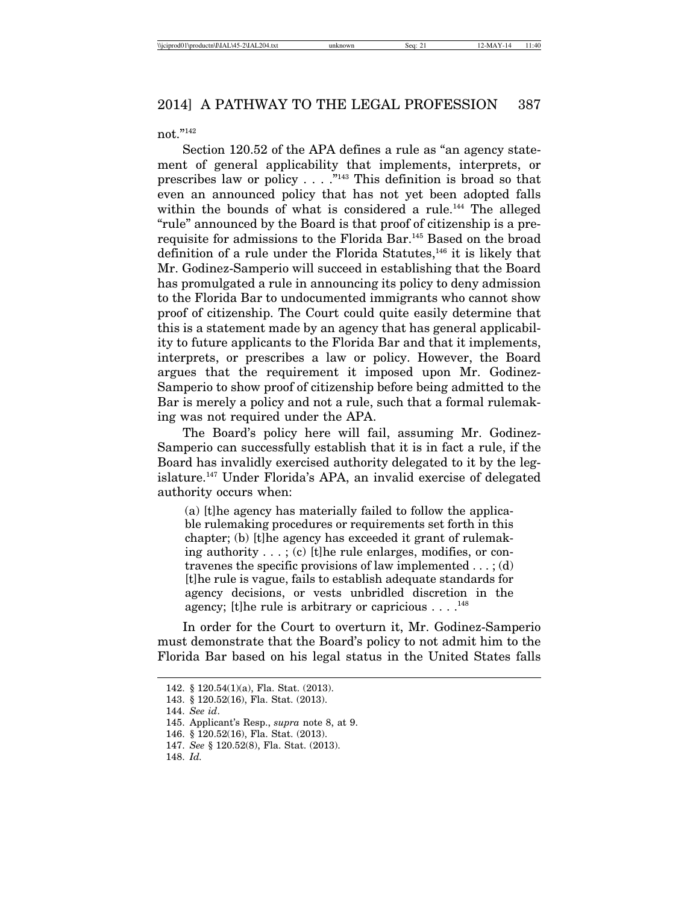not."[142]

Section 120.52 of the APA defines a rule as "an agency statement of general applicability that implements, interprets, or prescribes law or policy . . . ."[143] This definition is broad so that even an announced policy that has not yet been adopted falls within the bounds of what is considered a rule.[144] The alleged "rule" announced by the Board is that proof of citizenship is a prerequisite for admissions to the Florida Bar.[145] Based on the broad definition of a rule under the Florida Statutes,[146] it is likely that Mr. Godinez-Samperio will succeed in establishing that the Board has promulgated a rule in announcing its policy to deny admission to the Florida Bar to undocumented immigrants who cannot show proof of citizenship. The Court could quite easily determine that this is a statement made by an agency that has general applicability to future applicants to the Florida Bar and that it implements, interprets, or prescribes a law or policy. However, the Board argues that the requirement it imposed upon Mr. Godinez-Samperio to show proof of citizenship before being admitted to the Bar is merely a policy and not a rule, such that a formal rulemaking was not required under the APA.

The Board's policy here will fail, assuming Mr. Godinez-Samperio can successfully establish that it is in fact a rule, if the Board has invalidly exercised authority delegated to it by the legislature.[147] Under Florida's APA, an invalid exercise of delegated authority occurs when:

> (a) [t]he agency has materially failed to follow the applicable rulemaking procedures or requirements set forth in this chapter; (b) [t]he agency has exceeded it grant of rulemaking authority . . . ; (c) [t]he rule enlarges, modifies, or contravenes the specific provisions of law implemented . . . ; (d) [t]he rule is vague, fails to establish adequate standards for agency decisions, or vests unbridled discretion in the agency; [t]he rule is arbitrary or capricious . . . .[148]

In order for the Court to overturn it, Mr. Godinez-Samperio must demonstrate that the Board's policy to not admit him to the Florida Bar based on his legal status in the United States falls

---

142. § 120.54(1)(a), Fla. Stat. (2013).
143. § 120.52(16), Fla. Stat. (2013).
144. *See id*.
145. Applicant's Resp., *supra* note 8, at 9.
146. § 120.52(16), Fla. Stat. (2013).
147. *See* § 120.52(8), Fla. Stat. (2013).
148. *Id.*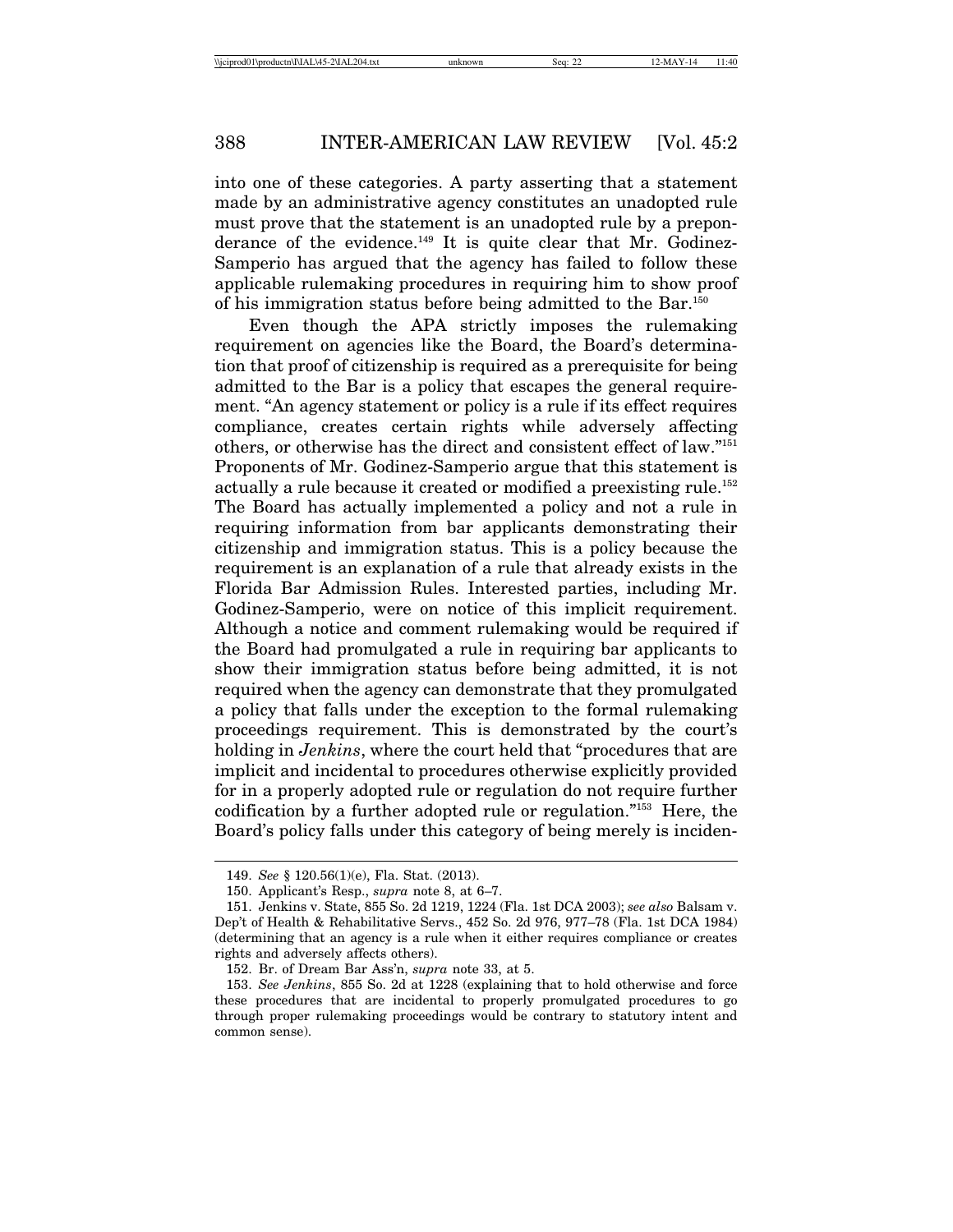into one of these categories. A party asserting that a statement made by an administrative agency constitutes an unadopted rule must prove that the statement is an unadopted rule by a preponderance of the evidence.[149] It is quite clear that Mr. Godinez-Samperio has argued that the agency has failed to follow these applicable rulemaking procedures in requiring him to show proof of his immigration status before being admitted to the Bar.[150]

Even though the APA strictly imposes the rulemaking requirement on agencies like the Board, the Board's determination that proof of citizenship is required as a prerequisite for being admitted to the Bar is a policy that escapes the general requirement. "An agency statement or policy is a rule if its effect requires compliance, creates certain rights while adversely affecting others, or otherwise has the direct and consistent effect of law."[151] Proponents of Mr. Godinez-Samperio argue that this statement is actually a rule because it created or modified a preexisting rule.[152] The Board has actually implemented a policy and not a rule in requiring information from bar applicants demonstrating their citizenship and immigration status. This is a policy because the requirement is an explanation of a rule that already exists in the Florida Bar Admission Rules. Interested parties, including Mr. Godinez-Samperio, were on notice of this implicit requirement. Although a notice and comment rulemaking would be required if the Board had promulgated a rule in requiring bar applicants to show their immigration status before being admitted, it is not required when the agency can demonstrate that they promulgated a policy that falls under the exception to the formal rulemaking proceedings requirement. This is demonstrated by the court's holding in *Jenkins*, where the court held that "procedures that are implicit and incidental to procedures otherwise explicitly provided for in a properly adopted rule or regulation do not require further codification by a further adopted rule or regulation."[153] Here, the Board's policy falls under this category of being merely is inciden-

---

149. *See* § 120.56(1)(e), Fla. Stat. (2013).

150. Applicant's Resp., *supra* note 8, at 6–7.

151. Jenkins v. State, 855 So. 2d 1219, 1224 (Fla. 1st DCA 2003); *see also* Balsam v. Dep't of Health & Rehabilitative Servs., 452 So. 2d 976, 977–78 (Fla. 1st DCA 1984) (determining that an agency is a rule when it either requires compliance or creates rights and adversely affects others).

152. Br. of Dream Bar Ass'n, *supra* note 33, at 5.

153. *See Jenkins*, 855 So. 2d at 1228 (explaining that to hold otherwise and force these procedures that are incidental to properly promulgated procedures to go through proper rulemaking proceedings would be contrary to statutory intent and common sense).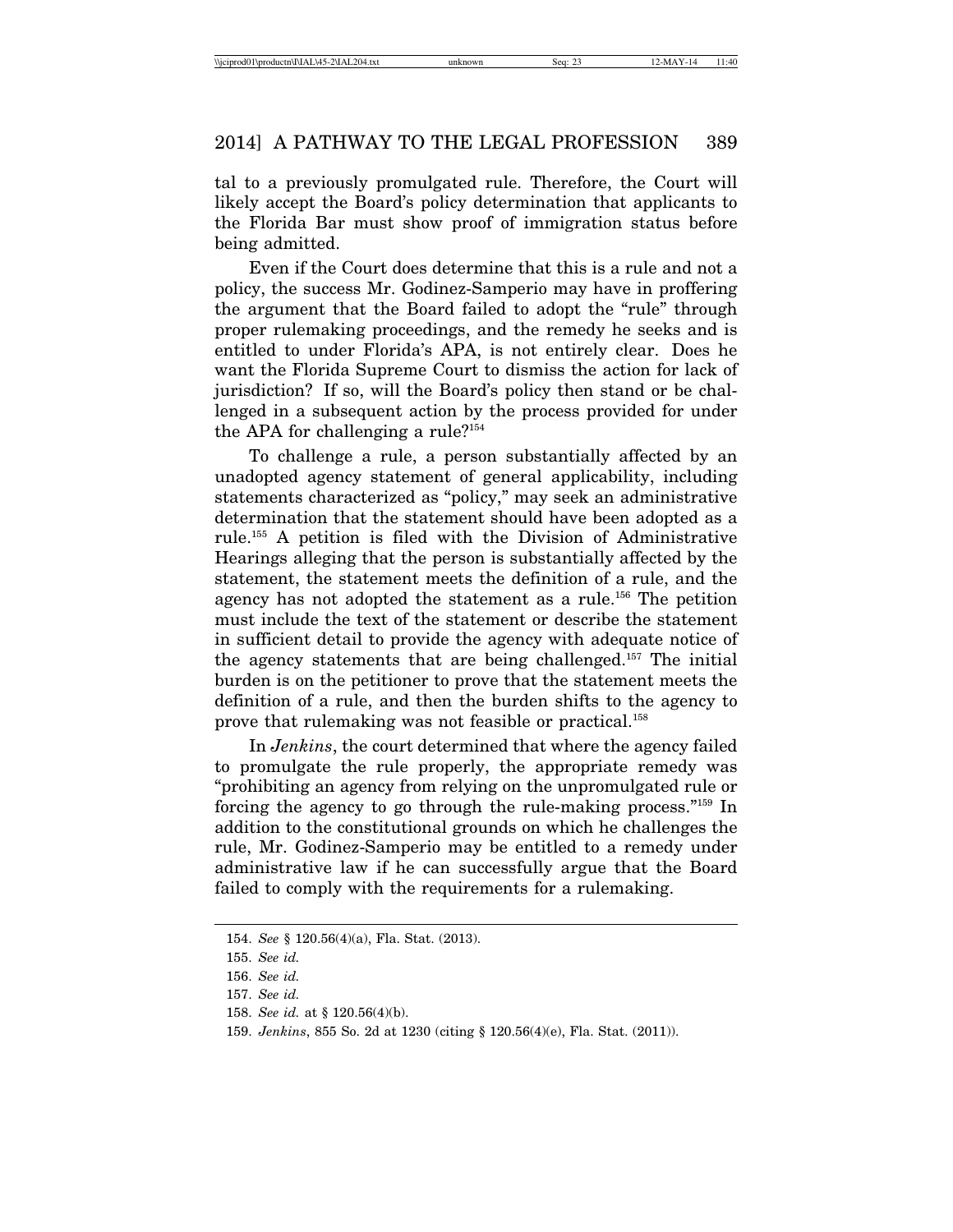tal to a previously promulgated rule. Therefore, the Court will likely accept the Board's policy determination that applicants to the Florida Bar must show proof of immigration status before being admitted.

Even if the Court does determine that this is a rule and not a policy, the success Mr. Godinez-Samperio may have in proffering the argument that the Board failed to adopt the "rule" through proper rulemaking proceedings, and the remedy he seeks and is entitled to under Florida's APA, is not entirely clear. Does he want the Florida Supreme Court to dismiss the action for lack of jurisdiction? If so, will the Board's policy then stand or be challenged in a subsequent action by the process provided for under the APA for challenging a rule?[154]

To challenge a rule, a person substantially affected by an unadopted agency statement of general applicability, including statements characterized as "policy," may seek an administrative determination that the statement should have been adopted as a rule.[155] A petition is filed with the Division of Administrative Hearings alleging that the person is substantially affected by the statement, the statement meets the definition of a rule, and the agency has not adopted the statement as a rule.[156] The petition must include the text of the statement or describe the statement in sufficient detail to provide the agency with adequate notice of the agency statements that are being challenged.[157] The initial burden is on the petitioner to prove that the statement meets the definition of a rule, and then the burden shifts to the agency to prove that rulemaking was not feasible or practical.[158]

In *Jenkins*, the court determined that where the agency failed to promulgate the rule properly, the appropriate remedy was "prohibiting an agency from relying on the unpromulgated rule or forcing the agency to go through the rule-making process."[159] In addition to the constitutional grounds on which he challenges the rule, Mr. Godinez-Samperio may be entitled to a remedy under administrative law if he can successfully argue that the Board failed to comply with the requirements for a rulemaking.

---

154. *See* § 120.56(4)(a), Fla. Stat. (2013).

155. *See id.*

156. *See id.*

157. *See id.*

158. *See id.* at § 120.56(4)(b).

159. *Jenkins*, 855 So. 2d at 1230 (citing § 120.56(4)(e), Fla. Stat. (2011)).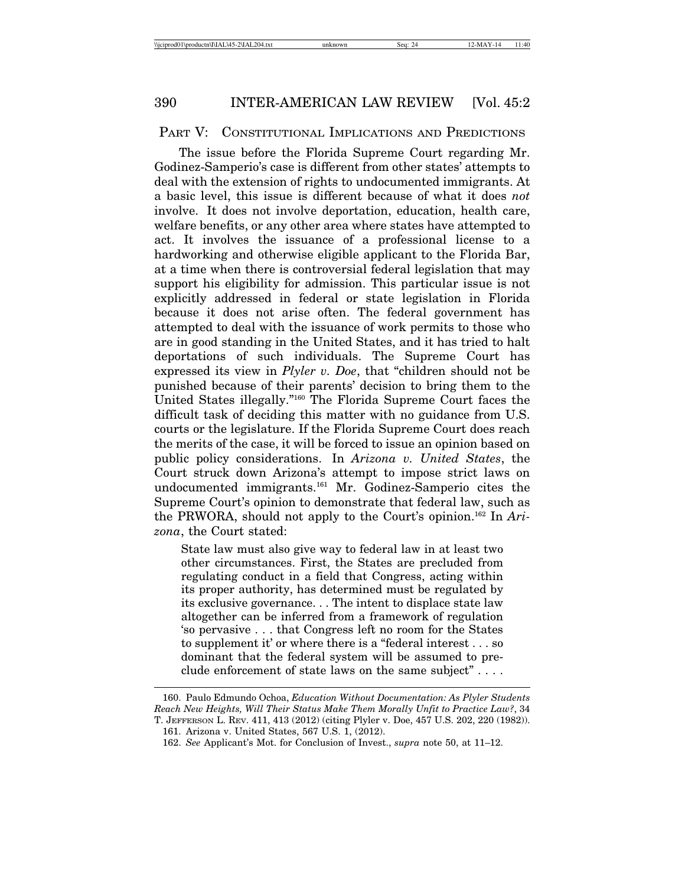## PART V: CONSTITUTIONAL IMPLICATIONS AND PREDICTIONS

The issue before the Florida Supreme Court regarding Mr. Godinez-Samperio's case is different from other states' attempts to deal with the extension of rights to undocumented immigrants. At a basic level, this issue is different because of what it does *not* involve. It does not involve deportation, education, health care, welfare benefits, or any other area where states have attempted to act. It involves the issuance of a professional license to a hardworking and otherwise eligible applicant to the Florida Bar, at a time when there is controversial federal legislation that may support his eligibility for admission. This particular issue is not explicitly addressed in federal or state legislation in Florida because it does not arise often. The federal government has attempted to deal with the issuance of work permits to those who are in good standing in the United States, and it has tried to halt deportations of such individuals. The Supreme Court has expressed its view in *Plyler v. Doe*, that "children should not be punished because of their parents' decision to bring them to the United States illegally."[160] The Florida Supreme Court faces the difficult task of deciding this matter with no guidance from U.S. courts or the legislature. If the Florida Supreme Court does reach the merits of the case, it will be forced to issue an opinion based on public policy considerations. In *Arizona v. United States*, the Court struck down Arizona's attempt to impose strict laws on undocumented immigrants.[161] Mr. Godinez-Samperio cites the Supreme Court's opinion to demonstrate that federal law, such as the PRWORA, should not apply to the Court's opinion.[162] In *Arizona*, the Court stated:

> State law must also give way to federal law in at least two other circumstances. First, the States are precluded from regulating conduct in a field that Congress, acting within its proper authority, has determined must be regulated by its exclusive governance. . . The intent to displace state law altogether can be inferred from a framework of regulation 'so pervasive . . . that Congress left no room for the States to supplement it' or where there is a "federal interest . . . so dominant that the federal system will be assumed to preclude enforcement of state laws on the same subject" . . . .

---

160. Paulo Edmundo Ochoa, *Education Without Documentation: As Plyler Students Reach New Heights, Will Their Status Make Them Morally Unfit to Practice Law?*, 34 T. JEFFERSON L. REV. 411, 413 (2012) (citing Plyler v. Doe, 457 U.S. 202, 220 (1982)).

161. Arizona v. United States, 567 U.S. 1, (2012).

162. *See* Applicant's Mot. for Conclusion of Invest., *supra* note 50, at 11–12.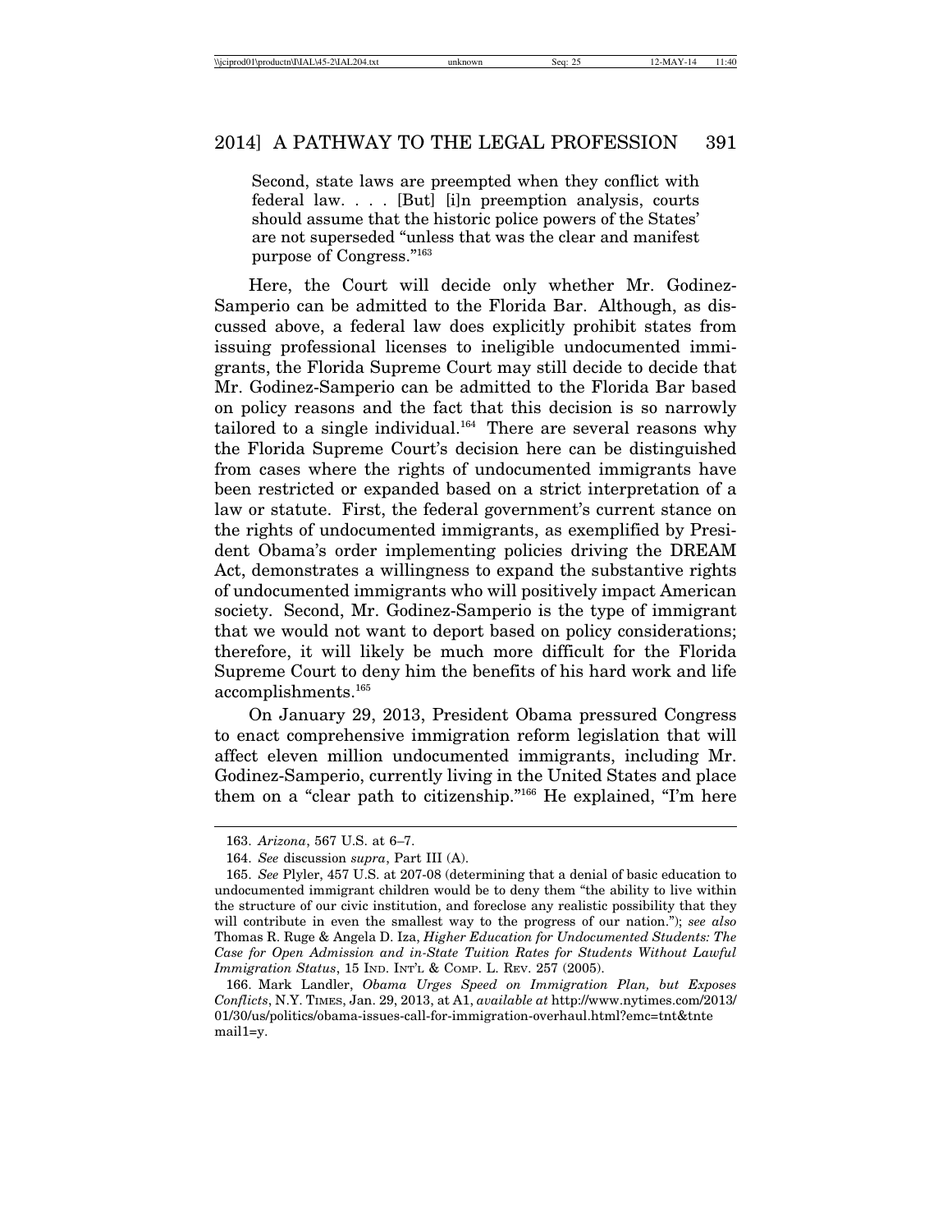> Second, state laws are preempted when they conflict with federal law. . . . [But] [i]n preemption analysis, courts should assume that the historic police powers of the States' are not superseded "unless that was the clear and manifest purpose of Congress."[163]

Here, the Court will decide only whether Mr. Godinez-Samperio can be admitted to the Florida Bar. Although, as discussed above, a federal law does explicitly prohibit states from issuing professional licenses to ineligible undocumented immigrants, the Florida Supreme Court may still decide to decide that Mr. Godinez-Samperio can be admitted to the Florida Bar based on policy reasons and the fact that this decision is so narrowly tailored to a single individual.[164] There are several reasons why the Florida Supreme Court's decision here can be distinguished from cases where the rights of undocumented immigrants have been restricted or expanded based on a strict interpretation of a law or statute. First, the federal government's current stance on the rights of undocumented immigrants, as exemplified by President Obama's order implementing policies driving the DREAM Act, demonstrates a willingness to expand the substantive rights of undocumented immigrants who will positively impact American society. Second, Mr. Godinez-Samperio is the type of immigrant that we would not want to deport based on policy considerations; therefore, it will likely be much more difficult for the Florida Supreme Court to deny him the benefits of his hard work and life accomplishments.[165]

On January 29, 2013, President Obama pressured Congress to enact comprehensive immigration reform legislation that will affect eleven million undocumented immigrants, including Mr. Godinez-Samperio, currently living in the United States and place them on a "clear path to citizenship."[166] He explained, "I'm here

---

163. *Arizona*, 567 U.S. at 6–7.

164. *See* discussion *supra*, Part III (A).

165. *See* Plyler, 457 U.S. at 207-08 (determining that a denial of basic education to undocumented immigrant children would be to deny them "the ability to live within the structure of our civic institution, and foreclose any realistic possibility that they will contribute in even the smallest way to the progress of our nation."); *see also* Thomas R. Ruge & Angela D. Iza, *Higher Education for Undocumented Students: The Case for Open Admission and in-State Tuition Rates for Students Without Lawful Immigration Status*, 15 IND. INT'L & COMP. L. REV. 257 (2005).

166. Mark Landler, *Obama Urges Speed on Immigration Plan, but Exposes Conflicts*, N.Y. TIMES, Jan. 29, 2013, at A1, *available at* http://www.nytimes.com/2013/01/30/us/politics/obama-issues-call-for-immigration-overhaul.html?emc=tnt&tntemail1=y.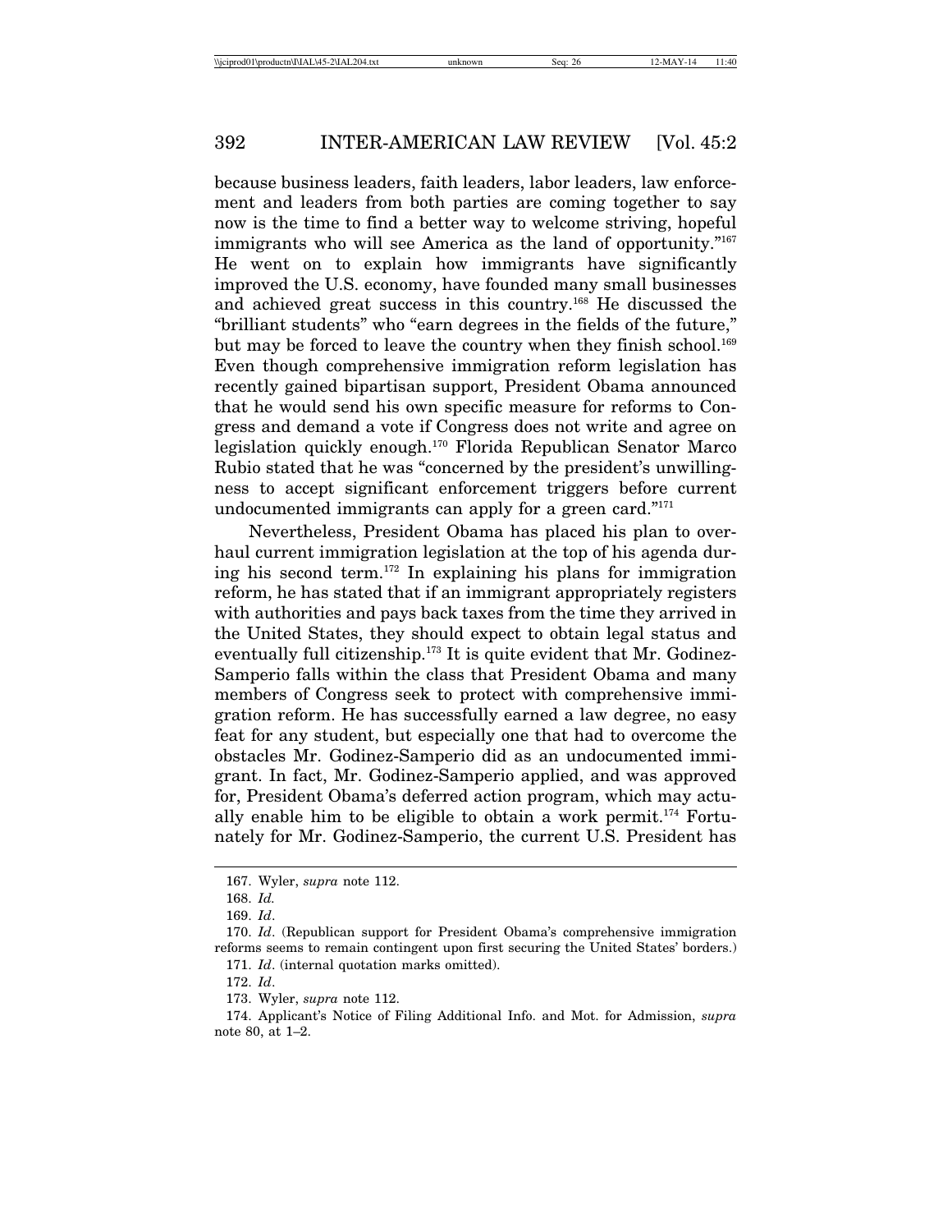because business leaders, faith leaders, labor leaders, law enforcement and leaders from both parties are coming together to say now is the time to find a better way to welcome striving, hopeful immigrants who will see America as the land of opportunity."[167] He went on to explain how immigrants have significantly improved the U.S. economy, have founded many small businesses and achieved great success in this country.[168] He discussed the "brilliant students" who "earn degrees in the fields of the future," but may be forced to leave the country when they finish school.[169] Even though comprehensive immigration reform legislation has recently gained bipartisan support, President Obama announced that he would send his own specific measure for reforms to Congress and demand a vote if Congress does not write and agree on legislation quickly enough.[170] Florida Republican Senator Marco Rubio stated that he was "concerned by the president's unwillingness to accept significant enforcement triggers before current undocumented immigrants can apply for a green card."[171]

Nevertheless, President Obama has placed his plan to overhaul current immigration legislation at the top of his agenda during his second term.[172] In explaining his plans for immigration reform, he has stated that if an immigrant appropriately registers with authorities and pays back taxes from the time they arrived in the United States, they should expect to obtain legal status and eventually full citizenship.[173] It is quite evident that Mr. Godinez-Samperio falls within the class that President Obama and many members of Congress seek to protect with comprehensive immigration reform. He has successfully earned a law degree, no easy feat for any student, but especially one that had to overcome the obstacles Mr. Godinez-Samperio did as an undocumented immigrant. In fact, Mr. Godinez-Samperio applied, and was approved for, President Obama's deferred action program, which may actually enable him to be eligible to obtain a work permit.[174] Fortunately for Mr. Godinez-Samperio, the current U.S. President has

---

167. Wyler, *supra* note 112.

168. *Id.*

169. *Id*.

170. *Id*. (Republican support for President Obama's comprehensive immigration reforms seems to remain contingent upon first securing the United States' borders.)

171. *Id*. (internal quotation marks omitted).

172. *Id*.

173. Wyler, *supra* note 112.

174. Applicant's Notice of Filing Additional Info. and Mot. for Admission, *supra* note 80, at 1–2.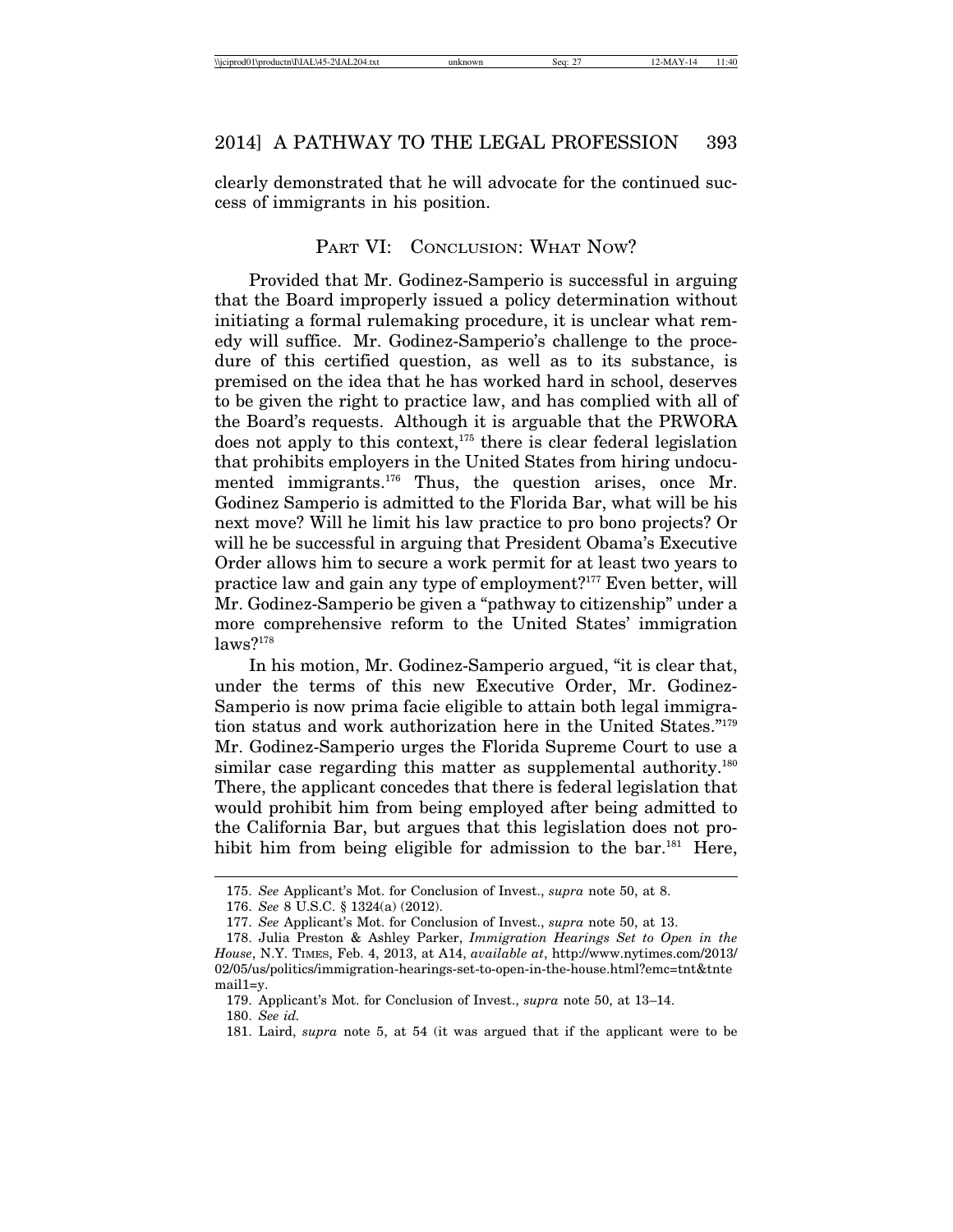clearly demonstrated that he will advocate for the continued success of immigrants in his position.

## PART VI: CONCLUSION: WHAT NOW?

Provided that Mr. Godinez-Samperio is successful in arguing that the Board improperly issued a policy determination without initiating a formal rulemaking procedure, it is unclear what remedy will suffice. Mr. Godinez-Samperio's challenge to the procedure of this certified question, as well as to its substance, is premised on the idea that he has worked hard in school, deserves to be given the right to practice law, and has complied with all of the Board's requests. Although it is arguable that the PRWORA does not apply to this context,[175] there is clear federal legislation that prohibits employers in the United States from hiring undocumented immigrants.[176] Thus, the question arises, once Mr. Godinez Samperio is admitted to the Florida Bar, what will be his next move? Will he limit his law practice to pro bono projects? Or will he be successful in arguing that President Obama's Executive Order allows him to secure a work permit for at least two years to practice law and gain any type of employment?[177] Even better, will Mr. Godinez-Samperio be given a "pathway to citizenship" under a more comprehensive reform to the United States' immigration laws?[178]

In his motion, Mr. Godinez-Samperio argued, "it is clear that, under the terms of this new Executive Order, Mr. Godinez-Samperio is now prima facie eligible to attain both legal immigration status and work authorization here in the United States."[179] Mr. Godinez-Samperio urges the Florida Supreme Court to use a similar case regarding this matter as supplemental authority.[180] There, the applicant concedes that there is federal legislation that would prohibit him from being employed after being admitted to the California Bar, but argues that this legislation does not prohibit him from being eligible for admission to the bar.[181] Here,

---

175. *See* Applicant's Mot. for Conclusion of Invest., *supra* note 50, at 8.

176. *See* 8 U.S.C. § 1324(a) (2012).

177. *See* Applicant's Mot. for Conclusion of Invest., *supra* note 50, at 13.

178. Julia Preston & Ashley Parker, *Immigration Hearings Set to Open in the House*, N.Y. TIMES, Feb. 4, 2013, at A14, *available at*, http://www.nytimes.com/2013/02/05/us/politics/immigration-hearings-set-to-open-in-the-house.html?emc=tnt&tntemail1=y.

179. Applicant's Mot. for Conclusion of Invest., *supra* note 50, at 13–14.

180. *See id.*

181. Laird, *supra* note 5, at 54 (it was argued that if the applicant were to be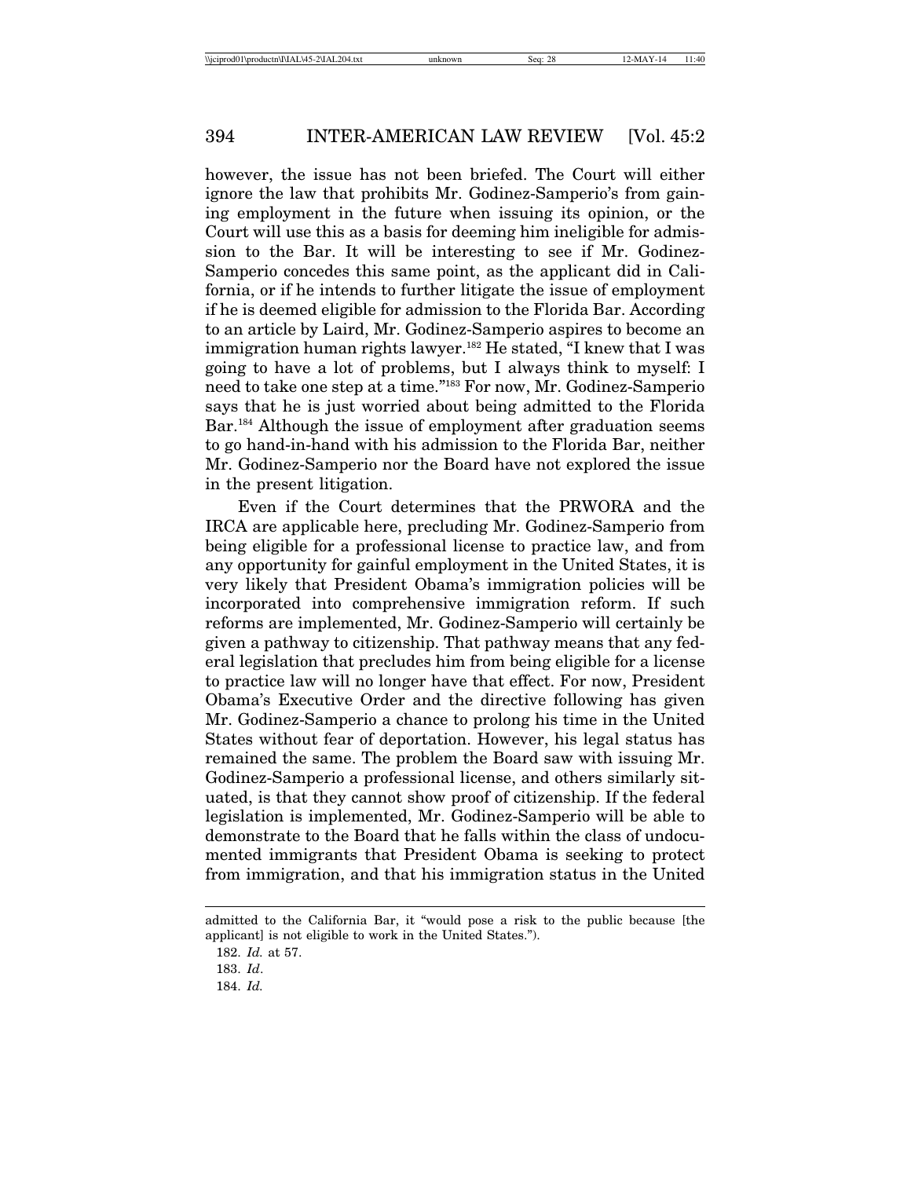however, the issue has not been briefed. The Court will either ignore the law that prohibits Mr. Godinez-Samperio's from gaining employment in the future when issuing its opinion, or the Court will use this as a basis for deeming him ineligible for admission to the Bar. It will be interesting to see if Mr. Godinez-Samperio concedes this same point, as the applicant did in California, or if he intends to further litigate the issue of employment if he is deemed eligible for admission to the Florida Bar. According to an article by Laird, Mr. Godinez-Samperio aspires to become an immigration human rights lawyer.[182] He stated, "I knew that I was going to have a lot of problems, but I always think to myself: I need to take one step at a time."[183] For now, Mr. Godinez-Samperio says that he is just worried about being admitted to the Florida Bar.[184] Although the issue of employment after graduation seems to go hand-in-hand with his admission to the Florida Bar, neither Mr. Godinez-Samperio nor the Board have not explored the issue in the present litigation.

Even if the Court determines that the PRWORA and the IRCA are applicable here, precluding Mr. Godinez-Samperio from being eligible for a professional license to practice law, and from any opportunity for gainful employment in the United States, it is very likely that President Obama's immigration policies will be incorporated into comprehensive immigration reform. If such reforms are implemented, Mr. Godinez-Samperio will certainly be given a pathway to citizenship. That pathway means that any federal legislation that precludes him from being eligible for a license to practice law will no longer have that effect. For now, President Obama's Executive Order and the directive following has given Mr. Godinez-Samperio a chance to prolong his time in the United States without fear of deportation. However, his legal status has remained the same. The problem the Board saw with issuing Mr. Godinez-Samperio a professional license, and others similarly situated, is that they cannot show proof of citizenship. If the federal legislation is implemented, Mr. Godinez-Samperio will be able to demonstrate to the Board that he falls within the class of undocumented immigrants that President Obama is seeking to protect from immigration, and that his immigration status in the United

---

admitted to the California Bar, it "would pose a risk to the public because [the applicant] is not eligible to work in the United States.").

182. *Id.* at 57.

183. *Id*.

184. *Id.*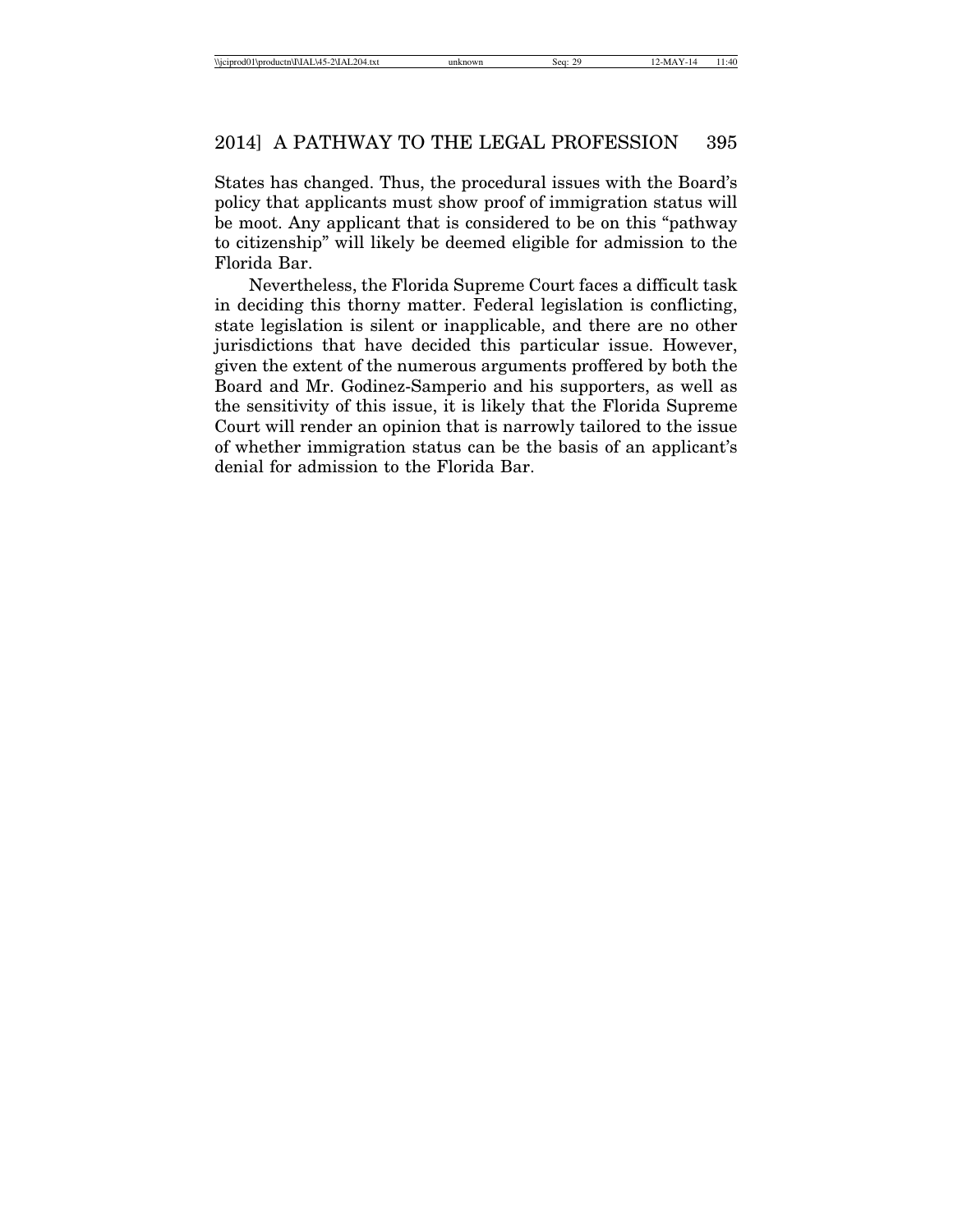States has changed. Thus, the procedural issues with the Board's policy that applicants must show proof of immigration status will be moot. Any applicant that is considered to be on this "pathway to citizenship" will likely be deemed eligible for admission to the Florida Bar.

Nevertheless, the Florida Supreme Court faces a difficult task in deciding this thorny matter. Federal legislation is conflicting, state legislation is silent or inapplicable, and there are no other jurisdictions that have decided this particular issue. However, given the extent of the numerous arguments proffered by both the Board and Mr. Godinez-Samperio and his supporters, as well as the sensitivity of this issue, it is likely that the Florida Supreme Court will render an opinion that is narrowly tailored to the issue of whether immigration status can be the basis of an applicant's denial for admission to the Florida Bar.